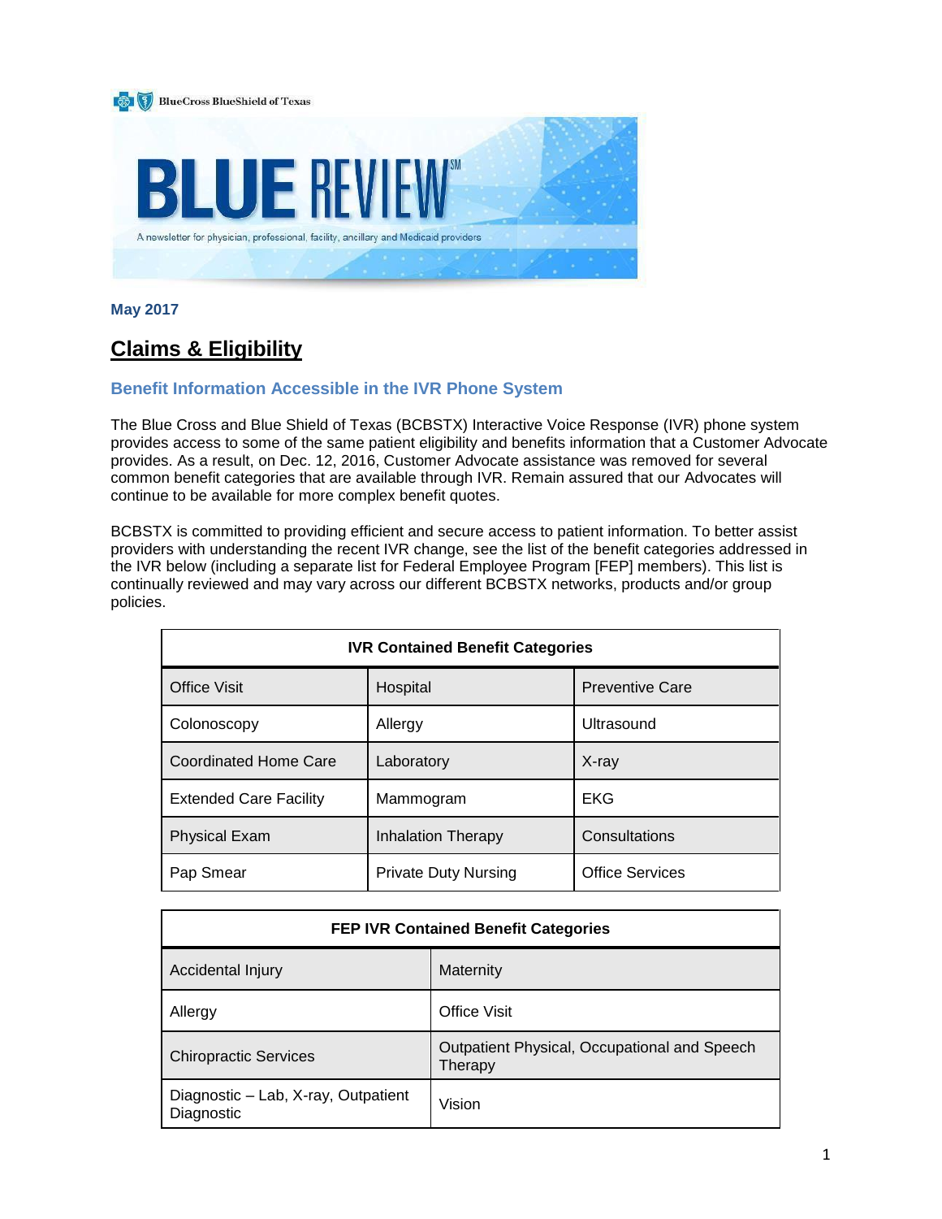BlueCross BlueShield of Texas

# BLUE REVIEW[SM]

A newsletter for physician, professional, facility, ancillary and Medicaid providers

**May 2017**

## Claims & Eligibility

### Benefit Information Accessible in the IVR Phone System

The Blue Cross and Blue Shield of Texas (BCBSTX) Interactive Voice Response (IVR) phone system provides access to some of the same patient eligibility and benefits information that a Customer Advocate provides. As a result, on Dec. 12, 2016, Customer Advocate assistance was removed for several common benefit categories that are available through IVR. Remain assured that our Advocates will continue to be available for more complex benefit quotes.

BCBSTX is committed to providing efficient and secure access to patient information. To better assist providers with understanding the recent IVR change, see the list of the benefit categories addressed in the IVR below (including a separate list for Federal Employee Program [FEP] members). This list is continually reviewed and may vary across our different BCBSTX networks, products and/or group policies.

| IVR Contained Benefit Categories | | |
|---|---|---|
| Office Visit | Hospital | Preventive Care |
| Colonoscopy | Allergy | Ultrasound |
| Coordinated Home Care | Laboratory | X-ray |
| Extended Care Facility | Mammogram | EKG |
| Physical Exam | Inhalation Therapy | Consultations |
| Pap Smear | Private Duty Nursing | Office Services |

| FEP IVR Contained Benefit Categories | |
|---|---|
| Accidental Injury | Maternity |
| Allergy | Office Visit |
| Chiropractic Services | Outpatient Physical, Occupational and Speech Therapy |
| Diagnostic – Lab, X-ray, Outpatient Diagnostic | Vision |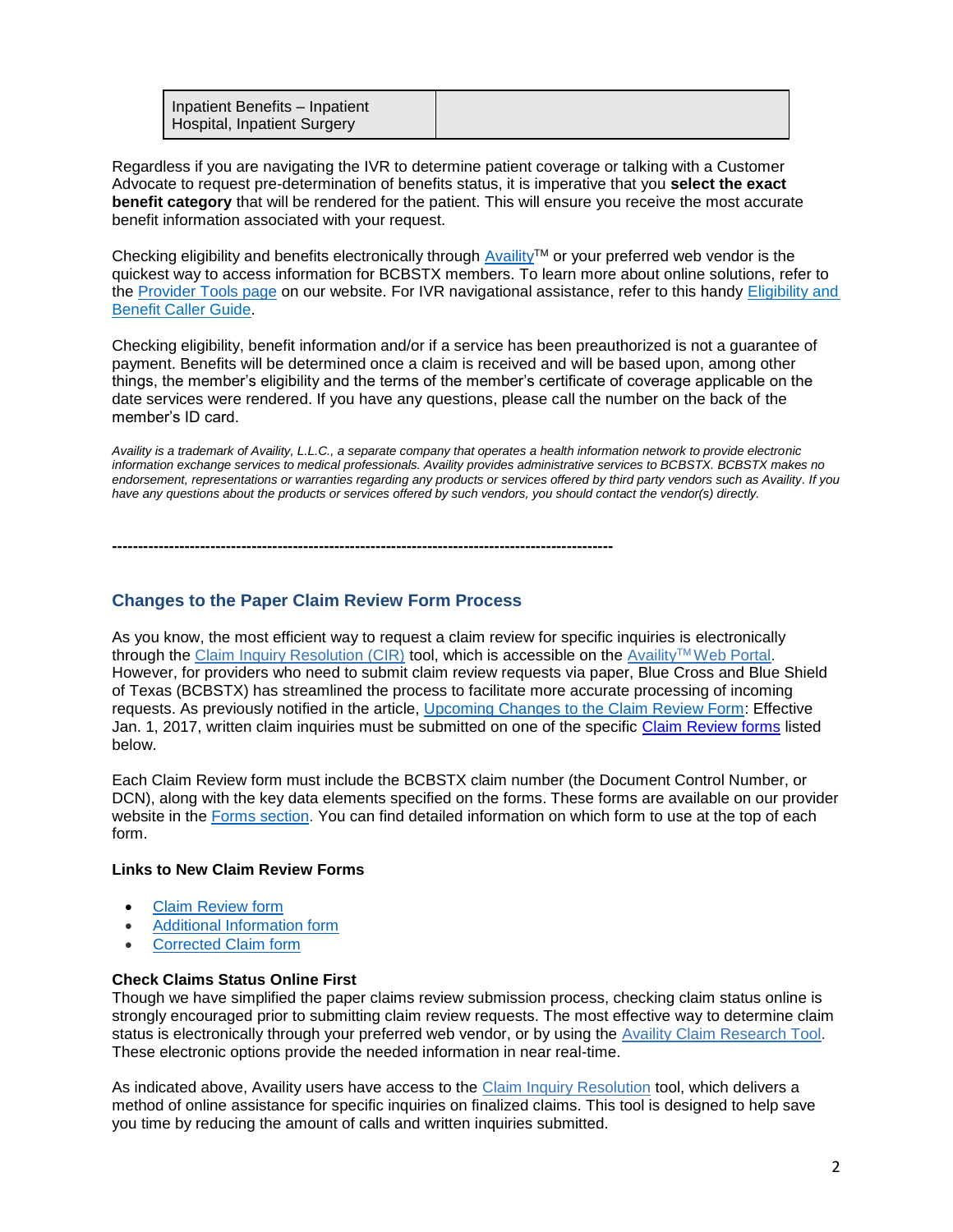| Inpatient Benefits – Inpatient Hospital, Inpatient Surgery | |
|---|---|

Regardless if you are navigating the IVR to determine patient coverage or talking with a Customer Advocate to request pre-determination of benefits status, it is imperative that you **select the exact benefit category** that will be rendered for the patient. This will ensure you receive the most accurate benefit information associated with your request.

Checking eligibility and benefits electronically through Availity™ or your preferred web vendor is the quickest way to access information for BCBSTX members. To learn more about online solutions, refer to the Provider Tools page on our website. For IVR navigational assistance, refer to this handy Eligibility and Benefit Caller Guide.

Checking eligibility, benefit information and/or if a service has been preauthorized is not a guarantee of payment. Benefits will be determined once a claim is received and will be based upon, among other things, the member's eligibility and the terms of the member's certificate of coverage applicable on the date services were rendered. If you have any questions, please call the number on the back of the member's ID card.

*Availity is a trademark of Availity, L.L.C., a separate company that operates a health information network to provide electronic information exchange services to medical professionals. Availity provides administrative services to BCBSTX. BCBSTX makes no endorsement, representations or warranties regarding any products or services offered by third party vendors such as Availity. If you have any questions about the products or services offered by such vendors, you should contact the vendor(s) directly.*

---

## Changes to the Paper Claim Review Form Process

As you know, the most efficient way to request a claim review for specific inquiries is electronically through the Claim Inquiry Resolution (CIR) tool, which is accessible on the Availity™ Web Portal. However, for providers who need to submit claim review requests via paper, Blue Cross and Blue Shield of Texas (BCBSTX) has streamlined the process to facilitate more accurate processing of incoming requests. As previously notified in the article, Upcoming Changes to the Claim Review Form: Effective Jan. 1, 2017, written claim inquiries must be submitted on one of the specific Claim Review forms listed below.

Each Claim Review form must include the BCBSTX claim number (the Document Control Number, or DCN), along with the key data elements specified on the forms. These forms are available on our provider website in the Forms section. You can find detailed information on which form to use at the top of each form.

**Links to New Claim Review Forms**

- Claim Review form
- Additional Information form
- Corrected Claim form

**Check Claims Status Online First**

Though we have simplified the paper claims review submission process, checking claim status online is strongly encouraged prior to submitting claim review requests. The most effective way to determine claim status is electronically through your preferred web vendor, or by using the Availity Claim Research Tool. These electronic options provide the needed information in near real-time.

As indicated above, Availity users have access to the Claim Inquiry Resolution tool, which delivers a method of online assistance for specific inquiries on finalized claims. This tool is designed to help save you time by reducing the amount of calls and written inquiries submitted.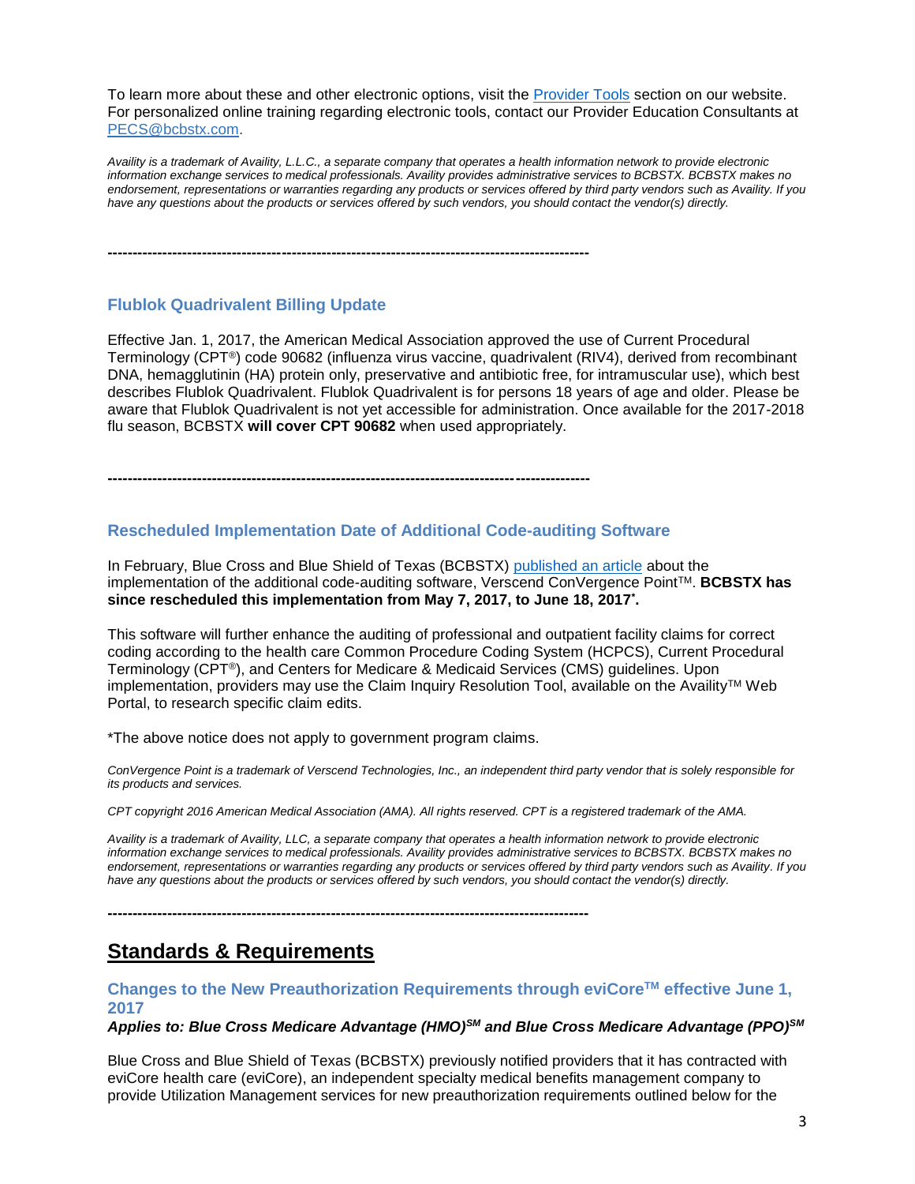To learn more about these and other electronic options, visit the [Provider Tools](#) section on our website. For personalized online training regarding electronic tools, contact our Provider Education Consultants at [PECS@bcbstx.com](mailto:PECS@bcbstx.com).

*Availity is a trademark of Availity, L.L.C., a separate company that operates a health information network to provide electronic information exchange services to medical professionals. Availity provides administrative services to BCBSTX. BCBSTX makes no endorsement, representations or warranties regarding any products or services offered by third party vendors such as Availity. If you have any questions about the products or services offered by such vendors, you should contact the vendor(s) directly.*

---

### Flublok Quadrivalent Billing Update

Effective Jan. 1, 2017, the American Medical Association approved the use of Current Procedural Terminology (CPT®) code 90682 (influenza virus vaccine, quadrivalent (RIV4), derived from recombinant DNA, hemagglutinin (HA) protein only, preservative and antibiotic free, for intramuscular use), which best describes Flublok Quadrivalent. Flublok Quadrivalent is for persons 18 years of age and older. Please be aware that Flublok Quadrivalent is not yet accessible for administration. Once available for the 2017-2018 flu season, BCBSTX **will cover CPT 90682** when used appropriately.

---

### Rescheduled Implementation Date of Additional Code-auditing Software

In February, Blue Cross and Blue Shield of Texas (BCBSTX) [published an article](#) about the implementation of the additional code-auditing software, Verscend ConVergence Point™. **BCBSTX has since rescheduled this implementation from May 7, 2017, to June 18, 2017*.**

This software will further enhance the auditing of professional and outpatient facility claims for correct coding according to the health care Common Procedure Coding System (HCPCS), Current Procedural Terminology (CPT®), and Centers for Medicare & Medicaid Services (CMS) guidelines. Upon implementation, providers may use the Claim Inquiry Resolution Tool, available on the Availity™ Web Portal, to research specific claim edits.

*The above notice does not apply to government program claims.

*ConVergence Point is a trademark of Verscend Technologies, Inc., an independent third party vendor that is solely responsible for its products and services.*

*CPT copyright 2016 American Medical Association (AMA). All rights reserved. CPT is a registered trademark of the AMA.*

*Availity is a trademark of Availity, LLC, a separate company that operates a health information network to provide electronic information exchange services to medical professionals. Availity provides administrative services to BCBSTX. BCBSTX makes no endorsement, representations or warranties regarding any products or services offered by third party vendors such as Availity. If you have any questions about the products or services offered by such vendors, you should contact the vendor(s) directly.*

---

## Standards & Requirements

### Changes to the New Preauthorization Requirements through eviCore™ effective June 1, 2017

***Applies to: Blue Cross Medicare Advantage (HMO)℠ and Blue Cross Medicare Advantage (PPO)℠***

Blue Cross and Blue Shield of Texas (BCBSTX) previously notified providers that it has contracted with eviCore health care (eviCore), an independent specialty medical benefits management company to provide Utilization Management services for new preauthorization requirements outlined below for the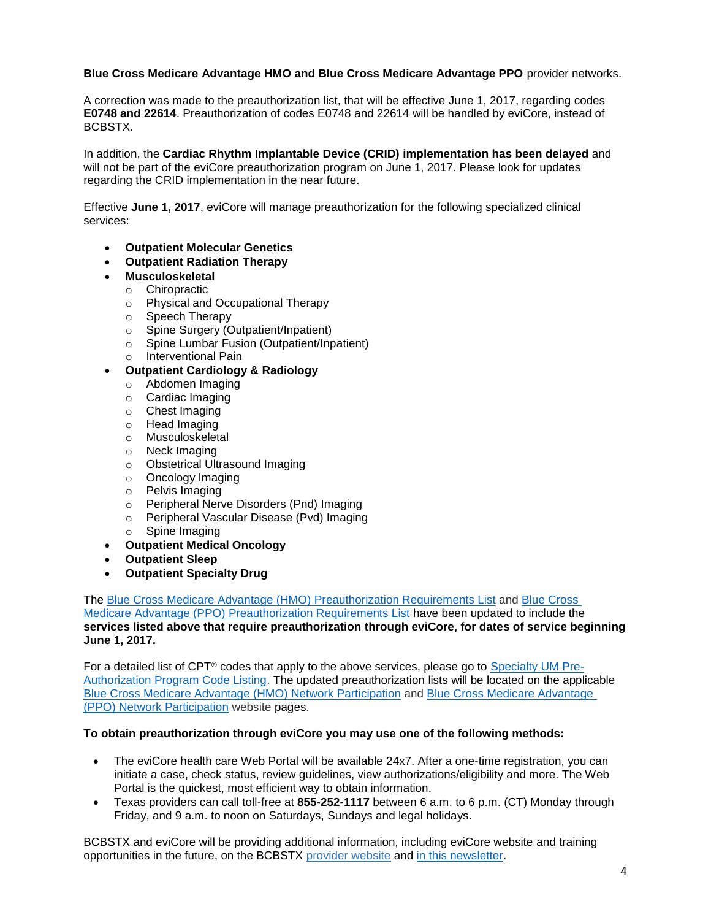**Blue Cross Medicare Advantage HMO and Blue Cross Medicare Advantage PPO** provider networks.

A correction was made to the preauthorization list, that will be effective June 1, 2017, regarding codes **E0748 and 22614**. Preauthorization of codes E0748 and 22614 will be handled by eviCore, instead of BCBSTX.

In addition, the **Cardiac Rhythm Implantable Device (CRID) implementation has been delayed** and will not be part of the eviCore preauthorization program on June 1, 2017. Please look for updates regarding the CRID implementation in the near future.

Effective **June 1, 2017**, eviCore will manage preauthorization for the following specialized clinical services:

- **Outpatient Molecular Genetics**
- **Outpatient Radiation Therapy**
- **Musculoskeletal**
  - Chiropractic
  - Physical and Occupational Therapy
  - Speech Therapy
  - Spine Surgery (Outpatient/Inpatient)
  - Spine Lumbar Fusion (Outpatient/Inpatient)
  - Interventional Pain
- **Outpatient Cardiology & Radiology**
  - Abdomen Imaging
  - Cardiac Imaging
  - Chest Imaging
  - Head Imaging
  - Musculoskeletal
  - Neck Imaging
  - Obstetrical Ultrasound Imaging
  - Oncology Imaging
  - Pelvis Imaging
  - Peripheral Nerve Disorders (Pnd) Imaging
  - Peripheral Vascular Disease (Pvd) Imaging
  - Spine Imaging
- **Outpatient Medical Oncology**
- **Outpatient Sleep**
- **Outpatient Specialty Drug**

The Blue Cross Medicare Advantage (HMO) Preauthorization Requirements List and Blue Cross Medicare Advantage (PPO) Preauthorization Requirements List have been updated to include the **services listed above that require preauthorization through eviCore, for dates of service beginning June 1, 2017.**

For a detailed list of CPT® codes that apply to the above services, please go to Specialty UM Pre-Authorization Program Code Listing. The updated preauthorization lists will be located on the applicable Blue Cross Medicare Advantage (HMO) Network Participation and Blue Cross Medicare Advantage (PPO) Network Participation website pages.

**To obtain preauthorization through eviCore you may use one of the following methods:**

- The eviCore health care Web Portal will be available 24x7. After a one-time registration, you can initiate a case, check status, review guidelines, view authorizations/eligibility and more. The Web Portal is the quickest, most efficient way to obtain information.
- Texas providers can call toll-free at **855-252-1117** between 6 a.m. to 6 p.m. (CT) Monday through Friday, and 9 a.m. to noon on Saturdays, Sundays and legal holidays.

BCBSTX and eviCore will be providing additional information, including eviCore website and training opportunities in the future, on the BCBSTX provider website and in this newsletter.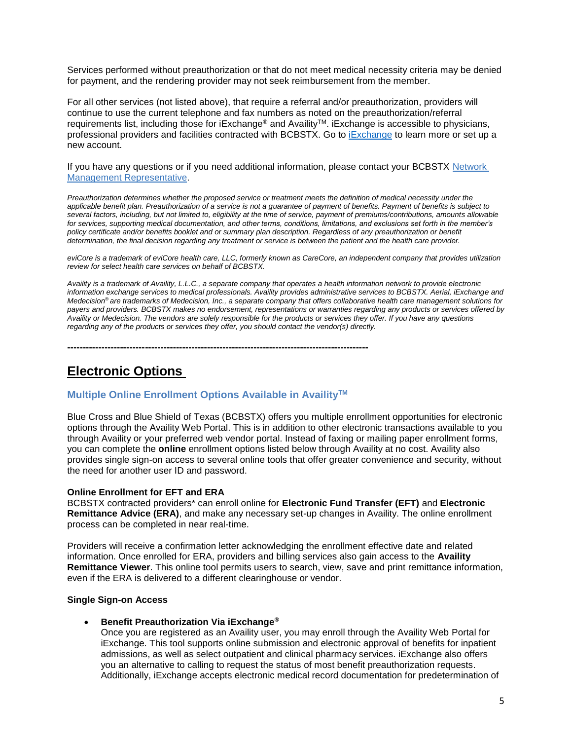Services performed without preauthorization or that do not meet medical necessity criteria may be denied for payment, and the rendering provider may not seek reimbursement from the member.

For all other services (not listed above), that require a referral and/or preauthorization, providers will continue to use the current telephone and fax numbers as noted on the preauthorization/referral requirements list, including those for iExchange® and Availity™. iExchange is accessible to physicians, professional providers and facilities contracted with BCBSTX. Go to [iExchange] to learn more or set up a new account.

If you have any questions or if you need additional information, please contact your BCBSTX [Network Management Representative].

*Preauthorization determines whether the proposed service or treatment meets the definition of medical necessity under the applicable benefit plan. Preauthorization of a service is not a guarantee of payment of benefits. Payment of benefits is subject to several factors, including, but not limited to, eligibility at the time of service, payment of premiums/contributions, amounts allowable for services, supporting medical documentation, and other terms, conditions, limitations, and exclusions set forth in the member's policy certificate and/or benefits booklet and or summary plan description. Regardless of any preauthorization or benefit determination, the final decision regarding any treatment or service is between the patient and the health care provider.*

*eviCore is a trademark of eviCore health care, LLC, formerly known as CareCore, an independent company that provides utilization review for select health care services on behalf of BCBSTX.*

*Availity is a trademark of Availity, L.L.C., a separate company that operates a health information network to provide electronic information exchange services to medical professionals. Availity provides administrative services to BCBSTX. Aerial, iExchange and Medecision® are trademarks of Medecision, Inc., a separate company that offers collaborative health care management solutions for payers and providers. BCBSTX makes no endorsement, representations or warranties regarding any products or services offered by Availity or Medecision. The vendors are solely responsible for the products or services they offer. If you have any questions regarding any of the products or services they offer, you should contact the vendor(s) directly.*

---

# Electronic Options

## Multiple Online Enrollment Options Available in Availity™

Blue Cross and Blue Shield of Texas (BCBSTX) offers you multiple enrollment opportunities for electronic options through the Availity Web Portal. This is in addition to other electronic transactions available to you through Availity or your preferred web vendor portal. Instead of faxing or mailing paper enrollment forms, you can complete the **online** enrollment options listed below through Availity at no cost. Availity also provides single sign-on access to several online tools that offer greater convenience and security, without the need for another user ID and password.

**Online Enrollment for EFT and ERA**
BCBSTX contracted providers* can enroll online for **Electronic Fund Transfer (EFT)** and **Electronic Remittance Advice (ERA)**, and make any necessary set-up changes in Availity. The online enrollment process can be completed in near real-time.

Providers will receive a confirmation letter acknowledging the enrollment effective date and related information. Once enrolled for ERA, providers and billing services also gain access to the **Availity Remittance Viewer**. This online tool permits users to search, view, save and print remittance information, even if the ERA is delivered to a different clearinghouse or vendor.

**Single Sign-on Access**

- **Benefit Preauthorization Via iExchange®**
  Once you are registered as an Availity user, you may enroll through the Availity Web Portal for iExchange. This tool supports online submission and electronic approval of benefits for inpatient admissions, as well as select outpatient and clinical pharmacy services. iExchange also offers you an alternative to calling to request the status of most benefit preauthorization requests. Additionally, iExchange accepts electronic medical record documentation for predetermination of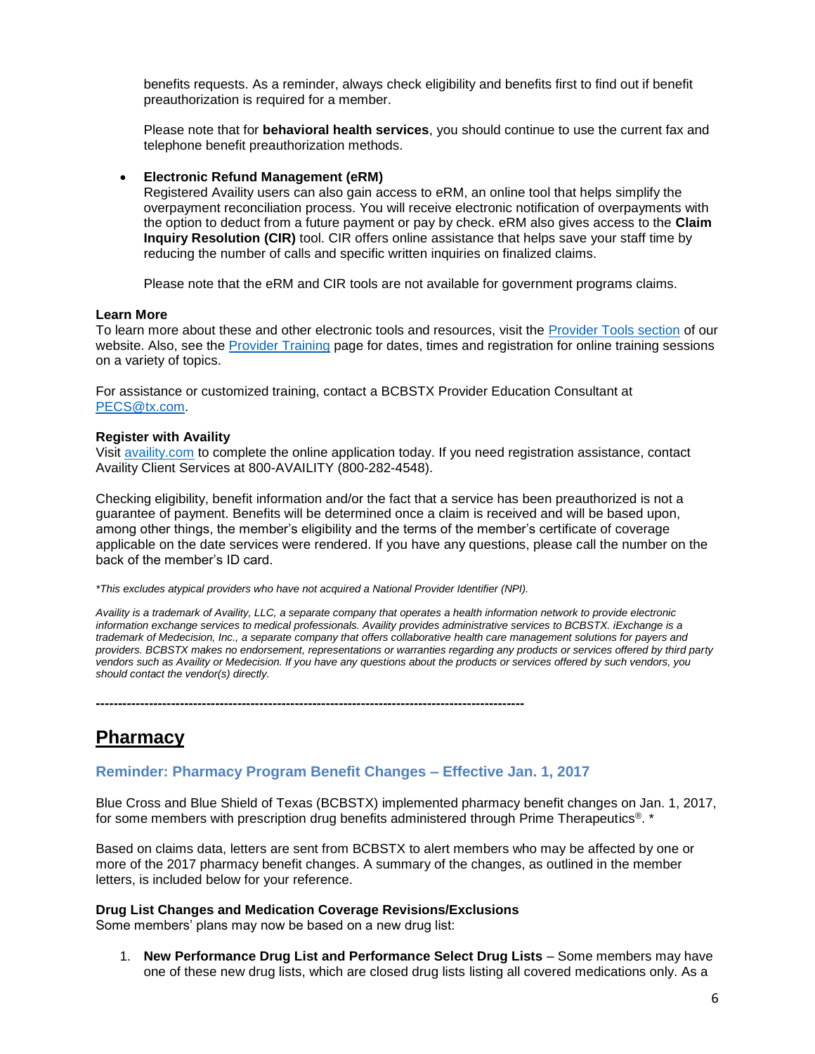benefits requests. As a reminder, always check eligibility and benefits first to find out if benefit preauthorization is required for a member.

Please note that for **behavioral health services**, you should continue to use the current fax and telephone benefit preauthorization methods.

- **Electronic Refund Management (eRM)**
  Registered Availity users can also gain access to eRM, an online tool that helps simplify the overpayment reconciliation process. You will receive electronic notification of overpayments with the option to deduct from a future payment or pay by check. eRM also gives access to the **Claim Inquiry Resolution (CIR)** tool. CIR offers online assistance that helps save your staff time by reducing the number of calls and specific written inquiries on finalized claims.

  Please note that the eRM and CIR tools are not available for government programs claims.

**Learn More**
To learn more about these and other electronic tools and resources, visit the Provider Tools section of our website. Also, see the Provider Training page for dates, times and registration for online training sessions on a variety of topics.

For assistance or customized training, contact a BCBSTX Provider Education Consultant at PECS@tx.com.

**Register with Availity**
Visit availity.com to complete the online application today. If you need registration assistance, contact Availity Client Services at 800-AVAILITY (800-282-4548).

Checking eligibility, benefit information and/or the fact that a service has been preauthorized is not a guarantee of payment. Benefits will be determined once a claim is received and will be based upon, among other things, the member's eligibility and the terms of the member's certificate of coverage applicable on the date services were rendered. If you have any questions, please call the number on the back of the member's ID card.

*\*This excludes atypical providers who have not acquired a National Provider Identifier (NPI).*

*Availity is a trademark of Availity, LLC, a separate company that operates a health information network to provide electronic information exchange services to medical professionals. Availity provides administrative services to BCBSTX. iExchange is a trademark of Medecision, Inc., a separate company that offers collaborative health care management solutions for payers and providers. BCBSTX makes no endorsement, representations or warranties regarding any products or services offered by third party vendors such as Availity or Medecision. If you have any questions about the products or services offered by such vendors, you should contact the vendor(s) directly.*

---

# Pharmacy

## Reminder: Pharmacy Program Benefit Changes – Effective Jan. 1, 2017

Blue Cross and Blue Shield of Texas (BCBSTX) implemented pharmacy benefit changes on Jan. 1, 2017, for some members with prescription drug benefits administered through Prime Therapeutics®. *

Based on claims data, letters are sent from BCBSTX to alert members who may be affected by one or more of the 2017 pharmacy benefit changes. A summary of the changes, as outlined in the member letters, is included below for your reference.

**Drug List Changes and Medication Coverage Revisions/Exclusions**
Some members' plans may now be based on a new drug list:

1. **New Performance Drug List and Performance Select Drug Lists** – Some members may have one of these new drug lists, which are closed drug lists listing all covered medications only. As a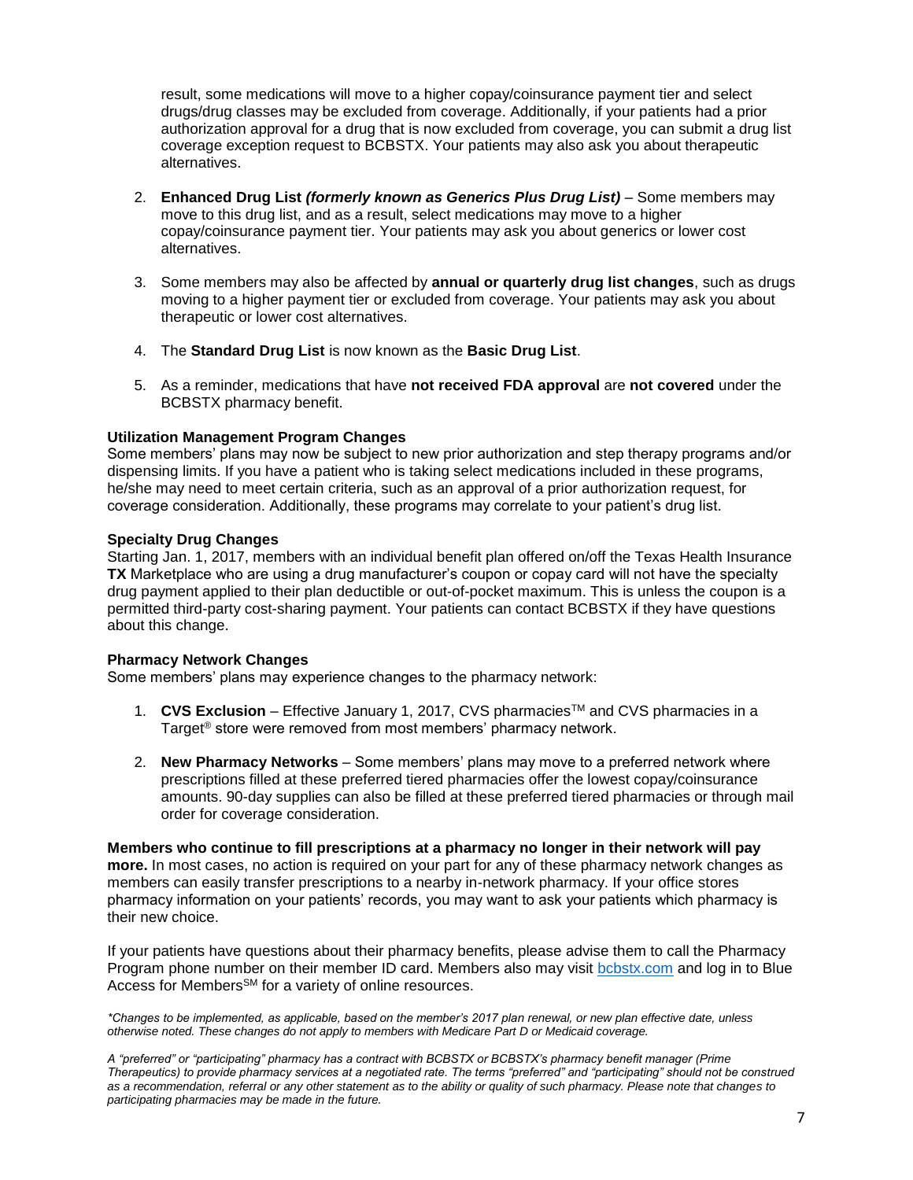result, some medications will move to a higher copay/coinsurance payment tier and select drugs/drug classes may be excluded from coverage. Additionally, if your patients had a prior authorization approval for a drug that is now excluded from coverage, you can submit a drug list coverage exception request to BCBSTX. Your patients may also ask you about therapeutic alternatives.

2. **Enhanced Drug List *(formerly known as Generics Plus Drug List)*** – Some members may move to this drug list, and as a result, select medications may move to a higher copay/coinsurance payment tier. Your patients may ask you about generics or lower cost alternatives.

3. Some members may also be affected by **annual or quarterly drug list changes**, such as drugs moving to a higher payment tier or excluded from coverage. Your patients may ask you about therapeutic or lower cost alternatives.

4. The **Standard Drug List** is now known as the **Basic Drug List**.

5. As a reminder, medications that have **not received FDA approval** are **not covered** under the BCBSTX pharmacy benefit.

**Utilization Management Program Changes**

Some members' plans may now be subject to new prior authorization and step therapy programs and/or dispensing limits. If you have a patient who is taking select medications included in these programs, he/she may need to meet certain criteria, such as an approval of a prior authorization request, for coverage consideration. Additionally, these programs may correlate to your patient's drug list.

**Specialty Drug Changes**

Starting Jan. 1, 2017, members with an individual benefit plan offered on/off the Texas Health Insurance **TX** Marketplace who are using a drug manufacturer's coupon or copay card will not have the specialty drug payment applied to their plan deductible or out-of-pocket maximum. This is unless the coupon is a permitted third-party cost-sharing payment. Your patients can contact BCBSTX if they have questions about this change.

**Pharmacy Network Changes**

Some members' plans may experience changes to the pharmacy network:

1. **CVS Exclusion** – Effective January 1, 2017, CVS pharmacies™ and CVS pharmacies in a Target® store were removed from most members' pharmacy network.

2. **New Pharmacy Networks** – Some members' plans may move to a preferred network where prescriptions filled at these preferred tiered pharmacies offer the lowest copay/coinsurance amounts. 90-day supplies can also be filled at these preferred tiered pharmacies or through mail order for coverage consideration.

**Members who continue to fill prescriptions at a pharmacy no longer in their network will pay more.** In most cases, no action is required on your part for any of these pharmacy network changes as members can easily transfer prescriptions to a nearby in-network pharmacy. If your office stores pharmacy information on your patients' records, you may want to ask your patients which pharmacy is their new choice.

If your patients have questions about their pharmacy benefits, please advise them to call the Pharmacy Program phone number on their member ID card. Members also may visit [bcbstx.com](bcbstx.com) and log in to Blue Access for Members℠ for a variety of online resources.

*\*Changes to be implemented, as applicable, based on the member's 2017 plan renewal, or new plan effective date, unless otherwise noted. These changes do not apply to members with Medicare Part D or Medicaid coverage.*

*A "preferred" or "participating" pharmacy has a contract with BCBSTX or BCBSTX's pharmacy benefit manager (Prime Therapeutics) to provide pharmacy services at a negotiated rate. The terms "preferred" and "participating" should not be construed as a recommendation, referral or any other statement as to the ability or quality of such pharmacy. Please note that changes to participating pharmacies may be made in the future.*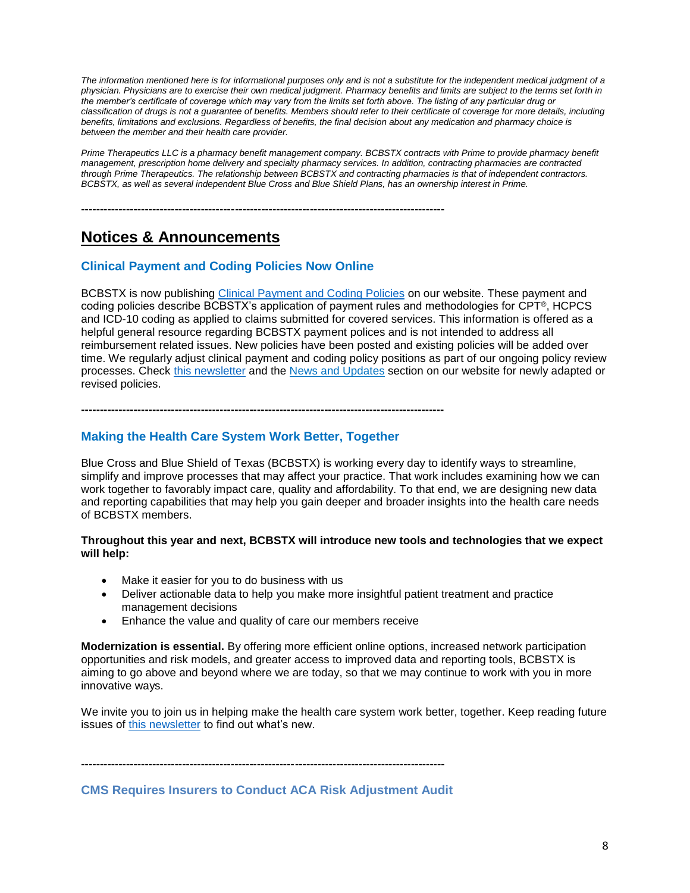*The information mentioned here is for informational purposes only and is not a substitute for the independent medical judgment of a physician. Physicians are to exercise their own medical judgment. Pharmacy benefits and limits are subject to the terms set forth in the member's certificate of coverage which may vary from the limits set forth above. The listing of any particular drug or classification of drugs is not a guarantee of benefits. Members should refer to their certificate of coverage for more details, including benefits, limitations and exclusions. Regardless of benefits, the final decision about any medication and pharmacy choice is between the member and their health care provider.*

*Prime Therapeutics LLC is a pharmacy benefit management company. BCBSTX contracts with Prime to provide pharmacy benefit management, prescription home delivery and specialty pharmacy services. In addition, contracting pharmacies are contracted through Prime Therapeutics. The relationship between BCBSTX and contracting pharmacies is that of independent contractors. BCBSTX, as well as several independent Blue Cross and Blue Shield Plans, has an ownership interest in Prime.*

---

# Notices & Announcements

## Clinical Payment and Coding Policies Now Online

BCBSTX is now publishing Clinical Payment and Coding Policies on our website. These payment and coding policies describe BCBSTX's application of payment rules and methodologies for CPT®, HCPCS and ICD-10 coding as applied to claims submitted for covered services. This information is offered as a helpful general resource regarding BCBSTX payment polices and is not intended to address all reimbursement related issues. New policies have been posted and existing policies will be added over time. We regularly adjust clinical payment and coding policy positions as part of our ongoing policy review processes. Check this newsletter and the News and Updates section on our website for newly adapted or revised policies.

---

## Making the Health Care System Work Better, Together

Blue Cross and Blue Shield of Texas (BCBSTX) is working every day to identify ways to streamline, simplify and improve processes that may affect your practice. That work includes examining how we can work together to favorably impact care, quality and affordability. To that end, we are designing new data and reporting capabilities that may help you gain deeper and broader insights into the health care needs of BCBSTX members.

**Throughout this year and next, BCBSTX will introduce new tools and technologies that we expect will help:**

- Make it easier for you to do business with us
- Deliver actionable data to help you make more insightful patient treatment and practice management decisions
- Enhance the value and quality of care our members receive

**Modernization is essential.** By offering more efficient online options, increased network participation opportunities and risk models, and greater access to improved data and reporting tools, BCBSTX is aiming to go above and beyond where we are today, so that we may continue to work with you in more innovative ways.

We invite you to join us in helping make the health care system work better, together. Keep reading future issues of this newsletter to find out what's new.

---

## CMS Requires Insurers to Conduct ACA Risk Adjustment Audit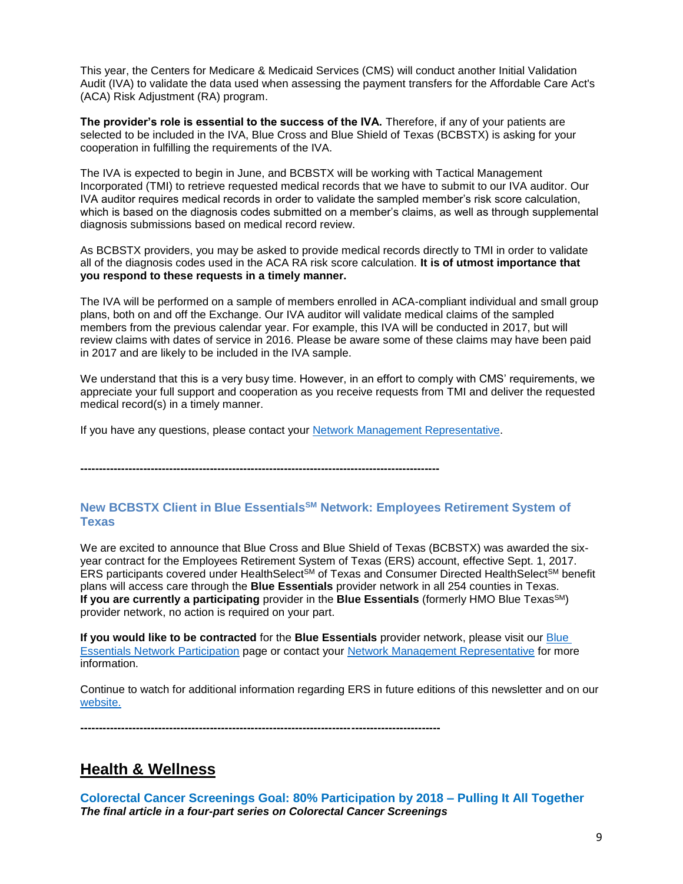This year, the Centers for Medicare & Medicaid Services (CMS) will conduct another Initial Validation Audit (IVA) to validate the data used when assessing the payment transfers for the Affordable Care Act's (ACA) Risk Adjustment (RA) program.

**The provider's role is essential to the success of the IVA.** Therefore, if any of your patients are selected to be included in the IVA, Blue Cross and Blue Shield of Texas (BCBSTX) is asking for your cooperation in fulfilling the requirements of the IVA.

The IVA is expected to begin in June, and BCBSTX will be working with Tactical Management Incorporated (TMI) to retrieve requested medical records that we have to submit to our IVA auditor. Our IVA auditor requires medical records in order to validate the sampled member's risk score calculation, which is based on the diagnosis codes submitted on a member's claims, as well as through supplemental diagnosis submissions based on medical record review.

As BCBSTX providers, you may be asked to provide medical records directly to TMI in order to validate all of the diagnosis codes used in the ACA RA risk score calculation. **It is of utmost importance that you respond to these requests in a timely manner.**

The IVA will be performed on a sample of members enrolled in ACA-compliant individual and small group plans, both on and off the Exchange. Our IVA auditor will validate medical claims of the sampled members from the previous calendar year. For example, this IVA will be conducted in 2017, but will review claims with dates of service in 2016. Please be aware some of these claims may have been paid in 2017 and are likely to be included in the IVA sample.

We understand that this is a very busy time. However, in an effort to comply with CMS' requirements, we appreciate your full support and cooperation as you receive requests from TMI and deliver the requested medical record(s) in a timely manner.

If you have any questions, please contact your Network Management Representative.

---

### New BCBSTX Client in Blue Essentials℠ Network: Employees Retirement System of Texas

We are excited to announce that Blue Cross and Blue Shield of Texas (BCBSTX) was awarded the six-year contract for the Employees Retirement System of Texas (ERS) account, effective Sept. 1, 2017. ERS participants covered under HealthSelect℠ of Texas and Consumer Directed HealthSelect℠ benefit plans will access care through the **Blue Essentials** provider network in all 254 counties in Texas. **If you are currently a participating** provider in the **Blue Essentials** (formerly HMO Blue Texas℠) provider network, no action is required on your part.

**If you would like to be contracted** for the **Blue Essentials** provider network, please visit our Blue Essentials Network Participation page or contact your Network Management Representative for more information.

Continue to watch for additional information regarding ERS in future editions of this newsletter and on our website.

---

## Health & Wellness

### Colorectal Cancer Screenings Goal: 80% Participation by 2018 – Pulling It All Together

***The final article in a four-part series on Colorectal Cancer Screenings***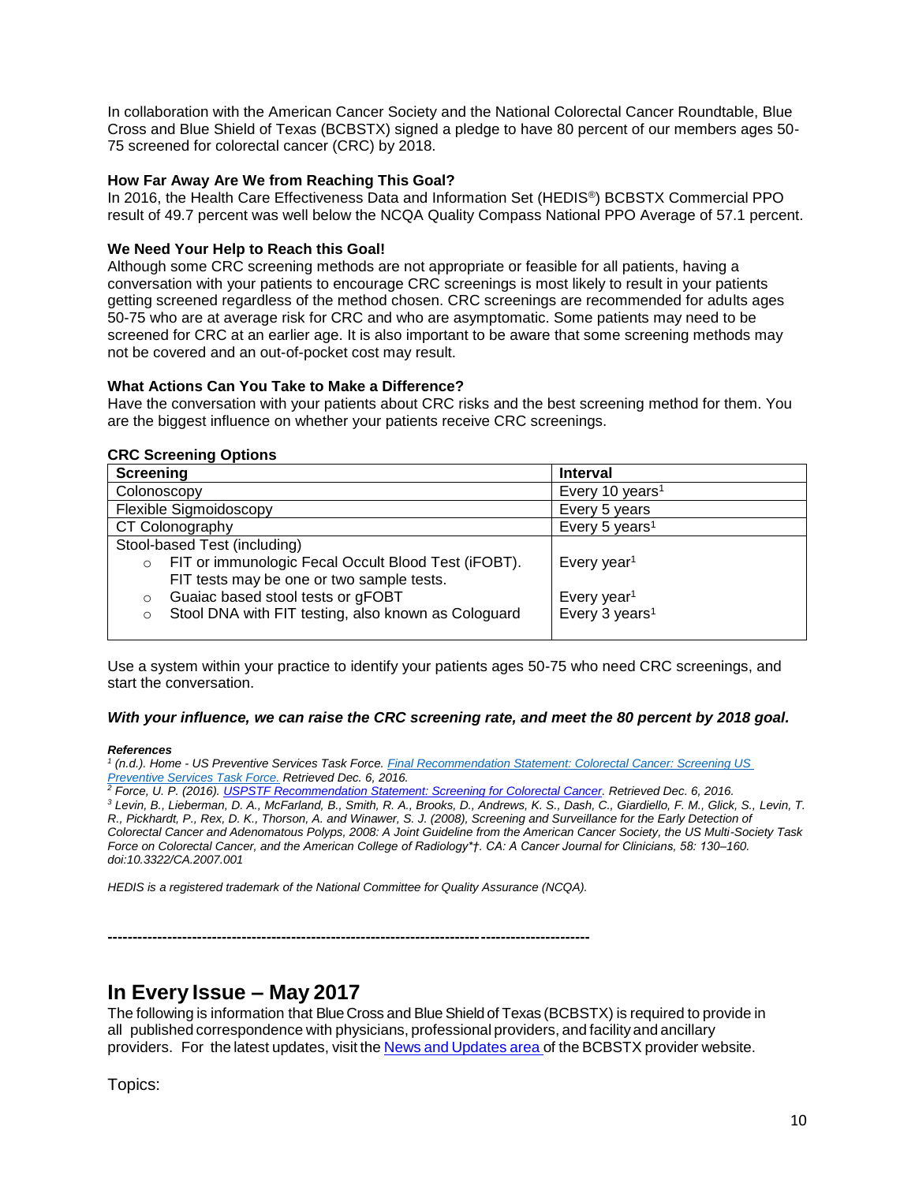In collaboration with the American Cancer Society and the National Colorectal Cancer Roundtable, Blue Cross and Blue Shield of Texas (BCBSTX) signed a pledge to have 80 percent of our members ages 50-75 screened for colorectal cancer (CRC) by 2018.

**How Far Away Are We from Reaching This Goal?**
In 2016, the Health Care Effectiveness Data and Information Set (HEDIS®) BCBSTX Commercial PPO result of 49.7 percent was well below the NCQA Quality Compass National PPO Average of 57.1 percent.

**We Need Your Help to Reach this Goal!**
Although some CRC screening methods are not appropriate or feasible for all patients, having a conversation with your patients to encourage CRC screenings is most likely to result in your patients getting screened regardless of the method chosen. CRC screenings are recommended for adults ages 50-75 who are at average risk for CRC and who are asymptomatic. Some patients may need to be screened for CRC at an earlier age. It is also important to be aware that some screening methods may not be covered and an out-of-pocket cost may result.

**What Actions Can You Take to Make a Difference?**
Have the conversation with your patients about CRC risks and the best screening method for them. You are the biggest influence on whether your patients receive CRC screenings.

**CRC Screening Options**

| Screening | Interval |
|---|---|
| Colonoscopy | Every 10 years[1] |
| Flexible Sigmoidoscopy | Every 5 years |
| CT Colonography | Every 5 years[1] |
| Stool-based Test (including) | |
| ○ FIT or immunologic Fecal Occult Blood Test (iFOBT). FIT tests may be one or two sample tests. | Every year[1] |
| ○ Guaiac based stool tests or gFOBT | Every year[1] |
| ○ Stool DNA with FIT testing, also known as Cologuard | Every 3 years[1] |

Use a system within your practice to identify your patients ages 50-75 who need CRC screenings, and start the conversation.

***With your influence, we can raise the CRC screening rate, and meet the 80 percent by 2018 goal.***

***References***

*[1] (n.d.). Home - US Preventive Services Task Force. [Final Recommendation Statement: Colorectal Cancer: Screening US Preventive Services Task Force.]() Retrieved Dec. 6, 2016.*

*[2] Force, U. P. (2016). [USPSTF Recommendation Statement: Screening for Colorectal Cancer](). Retrieved Dec. 6, 2016.*

*[3] Levin, B., Lieberman, D. A., McFarland, B., Smith, R. A., Brooks, D., Andrews, K. S., Dash, C., Giardiello, F. M., Glick, S., Levin, T. R., Pickhardt, P., Rex, D. K., Thorson, A. and Winawer, S. J. (2008), Screening and Surveillance for the Early Detection of Colorectal Cancer and Adenomatous Polyps, 2008: A Joint Guideline from the American Cancer Society, the US Multi-Society Task Force on Colorectal Cancer, and the American College of Radiology*†. CA: A Cancer Journal for Clinicians, 58: 130–160. doi:10.3322/CA.2007.001*

*HEDIS is a registered trademark of the National Committee for Quality Assurance (NCQA).*

---

## In Every Issue – May 2017

The following is information that Blue Cross and Blue Shield of Texas (BCBSTX) is required to provide in all published correspondence with physicians, professional providers, and facility and ancillary providers. For the latest updates, visit the [News and Updates area]() of the BCBSTX provider website.

Topics: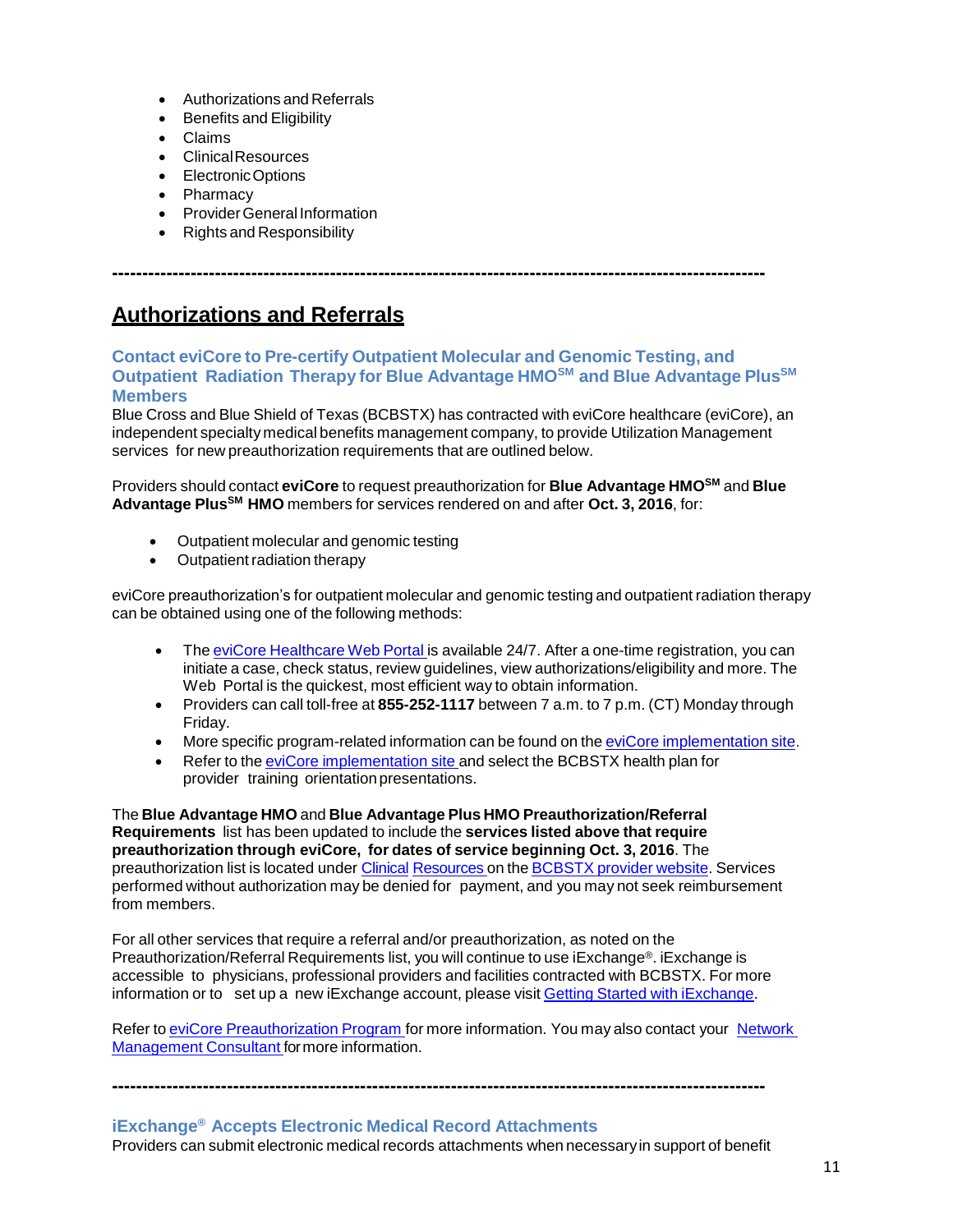- Authorizations and Referrals
- Benefits and Eligibility
- Claims
- Clinical Resources
- Electronic Options
- Pharmacy
- Provider General Information
- Rights and Responsibility

---

## Authorizations and Referrals

### Contact eviCore to Pre-certify Outpatient Molecular and Genomic Testing, and Outpatient Radiation Therapy for Blue Advantage HMO℠ and Blue Advantage Plus℠ Members

Blue Cross and Blue Shield of Texas (BCBSTX) has contracted with eviCore healthcare (eviCore), an independent specialty medical benefits management company, to provide Utilization Management services for new preauthorization requirements that are outlined below.

Providers should contact **eviCore** to request preauthorization for **Blue Advantage HMO℠** and **Blue Advantage Plus℠ HMO** members for services rendered on and after **Oct. 3, 2016**, for:

- Outpatient molecular and genomic testing
- Outpatient radiation therapy

eviCore preauthorization's for outpatient molecular and genomic testing and outpatient radiation therapy can be obtained using one of the following methods:

- The eviCore Healthcare Web Portal is available 24/7. After a one-time registration, you can initiate a case, check status, review guidelines, view authorizations/eligibility and more. The Web Portal is the quickest, most efficient way to obtain information.
- Providers can call toll-free at **855-252-1117** between 7 a.m. to 7 p.m. (CT) Monday through Friday.
- More specific program-related information can be found on the eviCore implementation site.
- Refer to the eviCore implementation site and select the BCBSTX health plan for provider training orientation presentations.

The **Blue Advantage HMO** and **Blue Advantage Plus HMO Preauthorization/Referral Requirements** list has been updated to include the **services listed above that require preauthorization through eviCore, for dates of service beginning Oct. 3, 2016**. The preauthorization list is located under Clinical Resources on the BCBSTX provider website. Services performed without authorization may be denied for payment, and you may not seek reimbursement from members.

For all other services that require a referral and/or preauthorization, as noted on the Preauthorization/Referral Requirements list, you will continue to use iExchange®. iExchange is accessible to physicians, professional providers and facilities contracted with BCBSTX. For more information or to set up a new iExchange account, please visit Getting Started with iExchange.

Refer to eviCore Preauthorization Program for more information. You may also contact your Network Management Consultant for more information.

---

### iExchange® Accepts Electronic Medical Record Attachments

Providers can submit electronic medical records attachments when necessary in support of benefit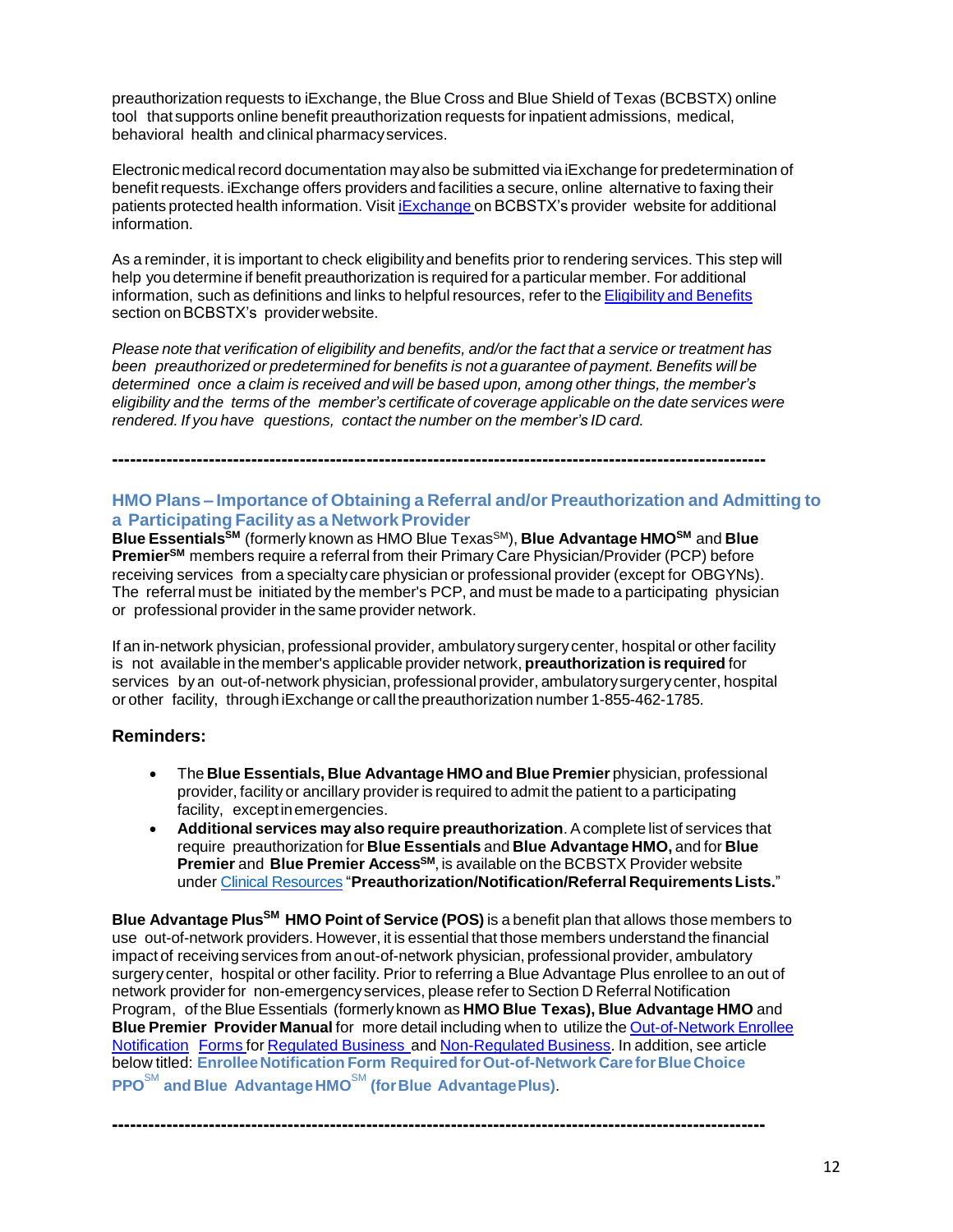preauthorization requests to iExchange, the Blue Cross and Blue Shield of Texas (BCBSTX) online tool that supports online benefit preauthorization requests for inpatient admissions, medical, behavioral health and clinical pharmacy services.

Electronic medical record documentation may also be submitted via iExchange for predetermination of benefit requests. iExchange offers providers and facilities a secure, online alternative to faxing their patients protected health information. Visit iExchange on BCBSTX's provider website for additional information.

As a reminder, it is important to check eligibility and benefits prior to rendering services. This step will help you determine if benefit preauthorization is required for a particular member. For additional information, such as definitions and links to helpful resources, refer to the Eligibility and Benefits section on BCBSTX's provider website.

*Please note that verification of eligibility and benefits, and/or the fact that a service or treatment has been preauthorized or predetermined for benefits is not a guarantee of payment. Benefits will be determined once a claim is received and will be based upon, among other things, the member's eligibility and the terms of the member's certificate of coverage applicable on the date services were rendered. If you have questions, contact the number on the member's ID card.*

---

## HMO Plans – Importance of Obtaining a Referral and/or Preauthorization and Admitting to a Participating Facility as a Network Provider

**Blue Essentials℠** (formerly known as HMO Blue Texas℠), **Blue Advantage HMO℠** and **Blue Premier℠** members require a referral from their Primary Care Physician/Provider (PCP) before receiving services from a specialty care physician or professional provider (except for OBGYNs). The referral must be initiated by the member's PCP, and must be made to a participating physician or professional provider in the same provider network.

If an in-network physician, professional provider, ambulatory surgery center, hospital or other facility is not available in the member's applicable provider network, **preauthorization is required** for services by an out-of-network physician, professional provider, ambulatory surgery center, hospital or other facility, through iExchange or call the preauthorization number 1-855-462-1785.

### Reminders:

- The **Blue Essentials, Blue Advantage HMO and Blue Premier** physician, professional provider, facility or ancillary provider is required to admit the patient to a participating facility, except in emergencies.
- **Additional services may also require preauthorization**. A complete list of services that require preauthorization for **Blue Essentials** and **Blue Advantage HMO,** and for **Blue Premier** and **Blue Premier Access℠**, is available on the BCBSTX Provider website under Clinical Resources "**Preauthorization/Notification/Referral Requirements Lists.**"

**Blue Advantage Plus℠ HMO Point of Service (POS)** is a benefit plan that allows those members to use out-of-network providers. However, it is essential that those members understand the financial impact of receiving services from an out-of-network physician, professional provider, ambulatory surgery center, hospital or other facility. Prior to referring a Blue Advantage Plus enrollee to an out of network provider for non-emergency services, please refer to Section D Referral Notification Program, of the Blue Essentials (formerly known as **HMO Blue Texas), Blue Advantage HMO** and **Blue Premier Provider Manual** for more detail including when to utilize the Out-of-Network Enrollee Notification Forms for Regulated Business and Non-Regulated Business. In addition, see article below titled: **Enrollee Notification Form Required for Out-of-Network Care for Blue Choice PPO℠ and Blue Advantage HMO℠ (for Blue Advantage Plus)**.

---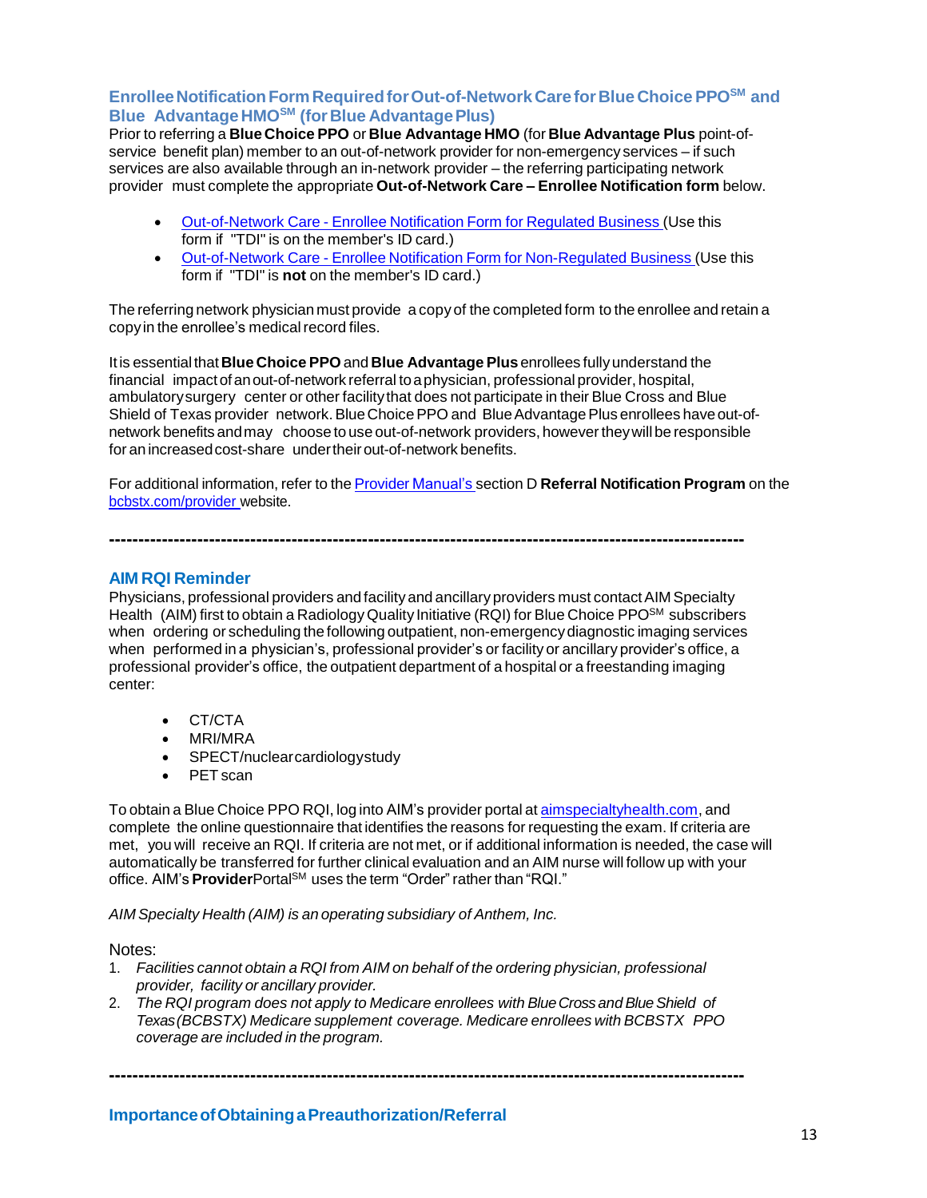## Enrollee Notification Form Required for Out-of-Network Care for Blue Choice PPO℠ and Blue Advantage HMO℠ (for Blue Advantage Plus)

Prior to referring a **Blue Choice PPO** or **Blue Advantage HMO** (for **Blue Advantage Plus** point-of-service benefit plan) member to an out-of-network provider for non-emergency services – if such services are also available through an in-network provider – the referring participating network provider must complete the appropriate **Out-of-Network Care – Enrollee Notification form** below.

- Out-of-Network Care - Enrollee Notification Form for Regulated Business (Use this form if "TDI" is on the member's ID card.)
- Out-of-Network Care - Enrollee Notification Form for Non-Regulated Business (Use this form if "TDI" is **not** on the member's ID card.)

The referring network physician must provide a copy of the completed form to the enrollee and retain a copy in the enrollee's medical record files.

It is essential that **Blue Choice PPO** and **Blue Advantage Plus** enrollees fully understand the financial impact of an out-of-network referral to a physician, professional provider, hospital, ambulatory surgery center or other facility that does not participate in their Blue Cross and Blue Shield of Texas provider network. Blue Choice PPO and Blue Advantage Plus enrollees have out-of-network benefits and may choose to use out-of-network providers, however they will be responsible for an increased cost-share under their out-of-network benefits.

For additional information, refer to the Provider Manual's section D **Referral Notification Program** on the bcbstx.com/provider website.

---

## AIM RQI Reminder

Physicians, professional providers and facility and ancillary providers must contact AIM Specialty Health (AIM) first to obtain a Radiology Quality Initiative (RQI) for Blue Choice PPO℠ subscribers when ordering or scheduling the following outpatient, non-emergency diagnostic imaging services when performed in a physician's, professional provider's or facility or ancillary provider's office, a professional provider's office, the outpatient department of a hospital or a freestanding imaging center:

- CT/CTA
- MRI/MRA
- SPECT/nuclear cardiology study
- PET scan

To obtain a Blue Choice PPO RQI, log into AIM's provider portal at aimspecialtyhealth.com, and complete the online questionnaire that identifies the reasons for requesting the exam. If criteria are met, you will receive an RQI. If criteria are not met, or if additional information is needed, the case will automatically be transferred for further clinical evaluation and an AIM nurse will follow up with your office. AIM's **Provider**Portal℠ uses the term "Order" rather than "RQI."

*AIM Specialty Health (AIM) is an operating subsidiary of Anthem, Inc.*

Notes:

1. *Facilities cannot obtain a RQI from AIM on behalf of the ordering physician, professional provider, facility or ancillary provider.*
2. *The RQI program does not apply to Medicare enrollees with Blue Cross and Blue Shield of Texas (BCBSTX) Medicare supplement coverage. Medicare enrollees with BCBSTX PPO coverage are included in the program.*

---

## Importance of Obtaining a Preauthorization/Referral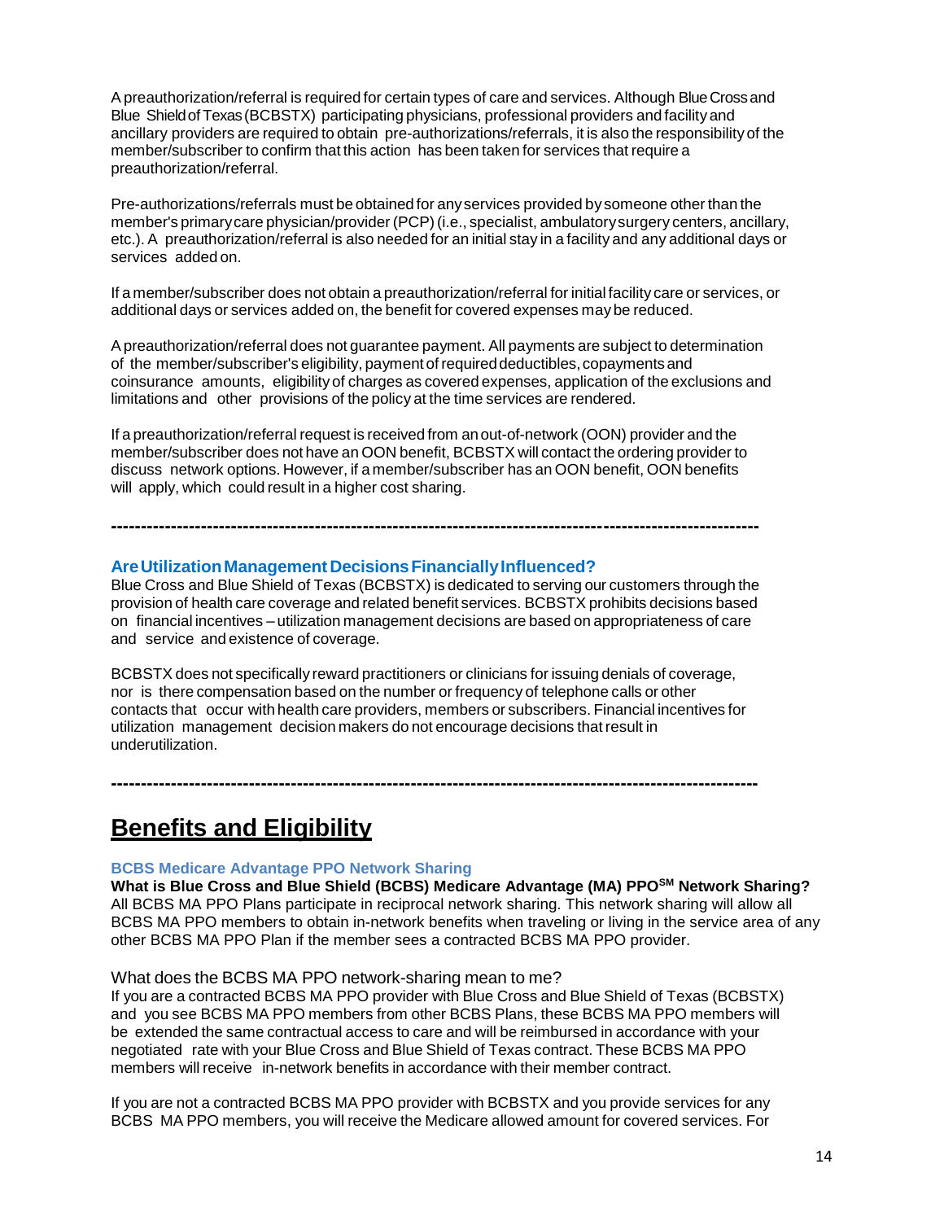A preauthorization/referral is required for certain types of care and services. Although Blue Cross and Blue Shield of Texas (BCBSTX) participating physicians, professional providers and facility and ancillary providers are required to obtain pre-authorizations/referrals, it is also the responsibility of the member/subscriber to confirm that this action has been taken for services that require a preauthorization/referral.

Pre-authorizations/referrals must be obtained for any services provided by someone other than the member's primary care physician/provider (PCP) (i.e., specialist, ambulatory surgery centers, ancillary, etc.). A preauthorization/referral is also needed for an initial stay in a facility and any additional days or services added on.

If a member/subscriber does not obtain a preauthorization/referral for initial facility care or services, or additional days or services added on, the benefit for covered expenses may be reduced.

A preauthorization/referral does not guarantee payment. All payments are subject to determination of the member/subscriber's eligibility, payment of required deductibles, copayments and coinsurance amounts, eligibility of charges as covered expenses, application of the exclusions and limitations and other provisions of the policy at the time services are rendered.

If a preauthorization/referral request is received from an out-of-network (OON) provider and the member/subscriber does not have an OON benefit, BCBSTX will contact the ordering provider to discuss network options. However, if a member/subscriber has an OON benefit, OON benefits will apply, which could result in a higher cost sharing.

---

### Are Utilization Management Decisions Financially Influenced?

Blue Cross and Blue Shield of Texas (BCBSTX) is dedicated to serving our customers through the provision of health care coverage and related benefit services. BCBSTX prohibits decisions based on financial incentives – utilization management decisions are based on appropriateness of care and service and existence of coverage.

BCBSTX does not specifically reward practitioners or clinicians for issuing denials of coverage, nor is there compensation based on the number or frequency of telephone calls or other contacts that occur with health care providers, members or subscribers. Financial incentives for utilization management decision makers do not encourage decisions that result in underutilization.

---

# Benefits and Eligibility

### BCBS Medicare Advantage PPO Network Sharing

**What is Blue Cross and Blue Shield (BCBS) Medicare Advantage (MA) PPO[SM] Network Sharing?**
All BCBS MA PPO Plans participate in reciprocal network sharing. This network sharing will allow all BCBS MA PPO members to obtain in-network benefits when traveling or living in the service area of any other BCBS MA PPO Plan if the member sees a contracted BCBS MA PPO provider.

What does the BCBS MA PPO network-sharing mean to me?
If you are a contracted BCBS MA PPO provider with Blue Cross and Blue Shield of Texas (BCBSTX) and you see BCBS MA PPO members from other BCBS Plans, these BCBS MA PPO members will be extended the same contractual access to care and will be reimbursed in accordance with your negotiated rate with your Blue Cross and Blue Shield of Texas contract. These BCBS MA PPO members will receive in-network benefits in accordance with their member contract.

If you are not a contracted BCBS MA PPO provider with BCBSTX and you provide services for any BCBS MA PPO members, you will receive the Medicare allowed amount for covered services. For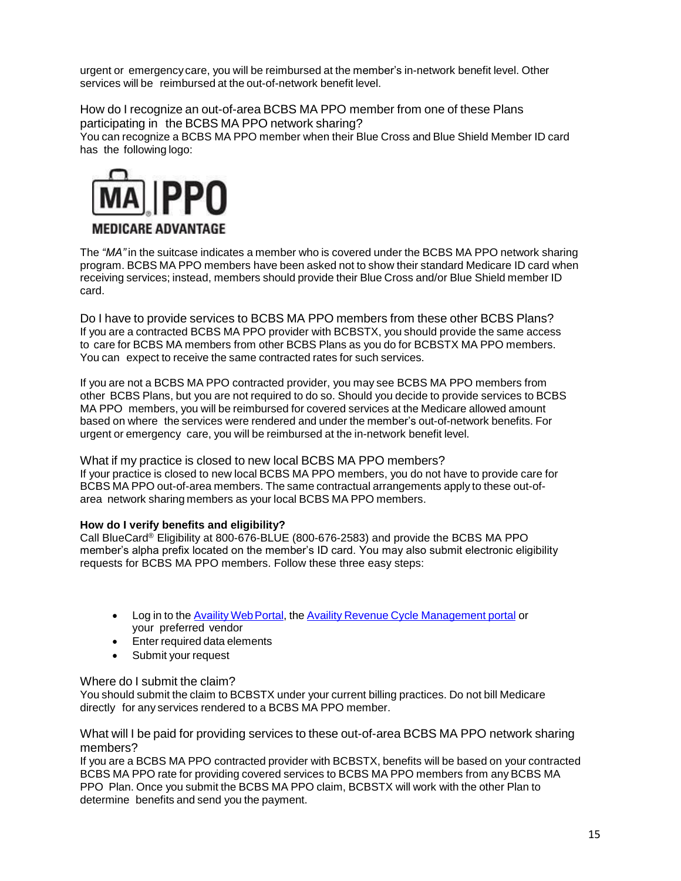urgent or emergency care, you will be reimbursed at the member's in-network benefit level. Other services will be reimbursed at the out-of-network benefit level.

## How do I recognize an out-of-area BCBS MA PPO member from one of these Plans participating in the BCBS MA PPO network sharing?

You can recognize a BCBS MA PPO member when their Blue Cross and Blue Shield Member ID card has the following logo:

MA | PPO
MEDICARE ADVANTAGE

The *"MA"* in the suitcase indicates a member who is covered under the BCBS MA PPO network sharing program. BCBS MA PPO members have been asked not to show their standard Medicare ID card when receiving services; instead, members should provide their Blue Cross and/or Blue Shield member ID card.

## Do I have to provide services to BCBS MA PPO members from these other BCBS Plans?

If you are a contracted BCBS MA PPO provider with BCBSTX, you should provide the same access to care for BCBS MA members from other BCBS Plans as you do for BCBSTX MA PPO members. You can expect to receive the same contracted rates for such services.

If you are not a BCBS MA PPO contracted provider, you may see BCBS MA PPO members from other BCBS Plans, but you are not required to do so. Should you decide to provide services to BCBS MA PPO members, you will be reimbursed for covered services at the Medicare allowed amount based on where the services were rendered and under the member's out-of-network benefits. For urgent or emergency care, you will be reimbursed at the in-network benefit level.

## What if my practice is closed to new local BCBS MA PPO members?

If your practice is closed to new local BCBS MA PPO members, you do not have to provide care for BCBS MA PPO out-of-area members. The same contractual arrangements apply to these out-of-area network sharing members as your local BCBS MA PPO members.

**How do I verify benefits and eligibility?**

Call BlueCard® Eligibility at 800-676-BLUE (800-676-2583) and provide the BCBS MA PPO member's alpha prefix located on the member's ID card. You may also submit electronic eligibility requests for BCBS MA PPO members. Follow these three easy steps:

- Log in to the Availity Web Portal, the Availity Revenue Cycle Management portal or your preferred vendor
- Enter required data elements
- Submit your request

## Where do I submit the claim?

You should submit the claim to BCBSTX under your current billing practices. Do not bill Medicare directly for any services rendered to a BCBS MA PPO member.

## What will I be paid for providing services to these out-of-area BCBS MA PPO network sharing members?

If you are a BCBS MA PPO contracted provider with BCBSTX, benefits will be based on your contracted BCBS MA PPO rate for providing covered services to BCBS MA PPO members from any BCBS MA PPO Plan. Once you submit the BCBS MA PPO claim, BCBSTX will work with the other Plan to determine benefits and send you the payment.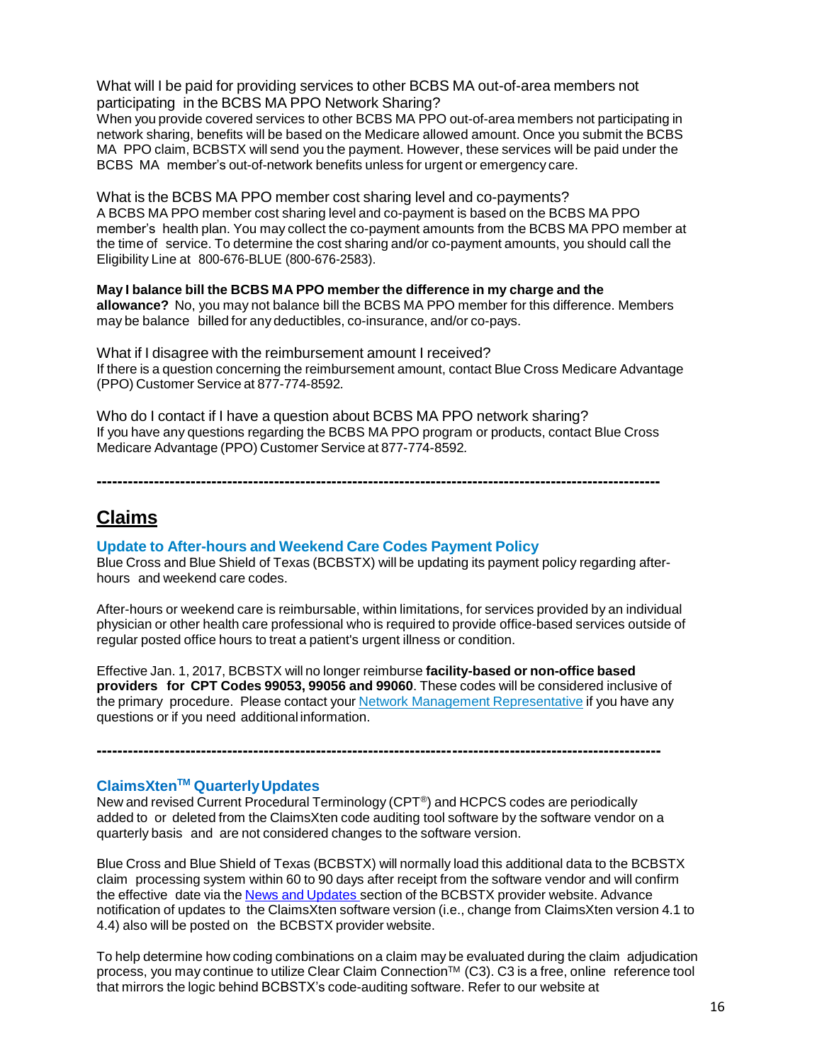What will I be paid for providing services to other BCBS MA out-of-area members not participating in the BCBS MA PPO Network Sharing?

When you provide covered services to other BCBS MA PPO out-of-area members not participating in network sharing, benefits will be based on the Medicare allowed amount. Once you submit the BCBS MA PPO claim, BCBSTX will send you the payment. However, these services will be paid under the BCBS MA member's out-of-network benefits unless for urgent or emergency care.

What is the BCBS MA PPO member cost sharing level and co-payments?

A BCBS MA PPO member cost sharing level and co-payment is based on the BCBS MA PPO member's health plan. You may collect the co-payment amounts from the BCBS MA PPO member at the time of service. To determine the cost sharing and/or co-payment amounts, you should call the Eligibility Line at 800-676-BLUE (800-676-2583).

**May I balance bill the BCBS MA PPO member the difference in my charge and the allowance?** No, you may not balance bill the BCBS MA PPO member for this difference. Members may be balance billed for any deductibles, co-insurance, and/or co-pays.

What if I disagree with the reimbursement amount I received?

If there is a question concerning the reimbursement amount, contact Blue Cross Medicare Advantage (PPO) Customer Service at 877-774-8592.

Who do I contact if I have a question about BCBS MA PPO network sharing?

If you have any questions regarding the BCBS MA PPO program or products, contact Blue Cross Medicare Advantage (PPO) Customer Service at 877-774-8592.

---

## Claims

### Update to After-hours and Weekend Care Codes Payment Policy

Blue Cross and Blue Shield of Texas (BCBSTX) will be updating its payment policy regarding after-hours and weekend care codes.

After-hours or weekend care is reimbursable, within limitations, for services provided by an individual physician or other health care professional who is required to provide office-based services outside of regular posted office hours to treat a patient's urgent illness or condition.

Effective Jan. 1, 2017, BCBSTX will no longer reimburse **facility-based or non-office based providers for CPT Codes 99053, 99056 and 99060**. These codes will be considered inclusive of the primary procedure. Please contact your [Network Management Representative]() if you have any questions or if you need additional information.

---

### ClaimsXten™ Quarterly Updates

New and revised Current Procedural Terminology (CPT®) and HCPCS codes are periodically added to or deleted from the ClaimsXten code auditing tool software by the software vendor on a quarterly basis and are not considered changes to the software version.

Blue Cross and Blue Shield of Texas (BCBSTX) will normally load this additional data to the BCBSTX claim processing system within 60 to 90 days after receipt from the software vendor and will confirm the effective date via the [News and Updates]() section of the BCBSTX provider website. Advance notification of updates to the ClaimsXten software version (i.e., change from ClaimsXten version 4.1 to 4.4) also will be posted on the BCBSTX provider website.

To help determine how coding combinations on a claim may be evaluated during the claim adjudication process, you may continue to utilize Clear Claim Connection™ (C3). C3 is a free, online reference tool that mirrors the logic behind BCBSTX's code-auditing software. Refer to our website at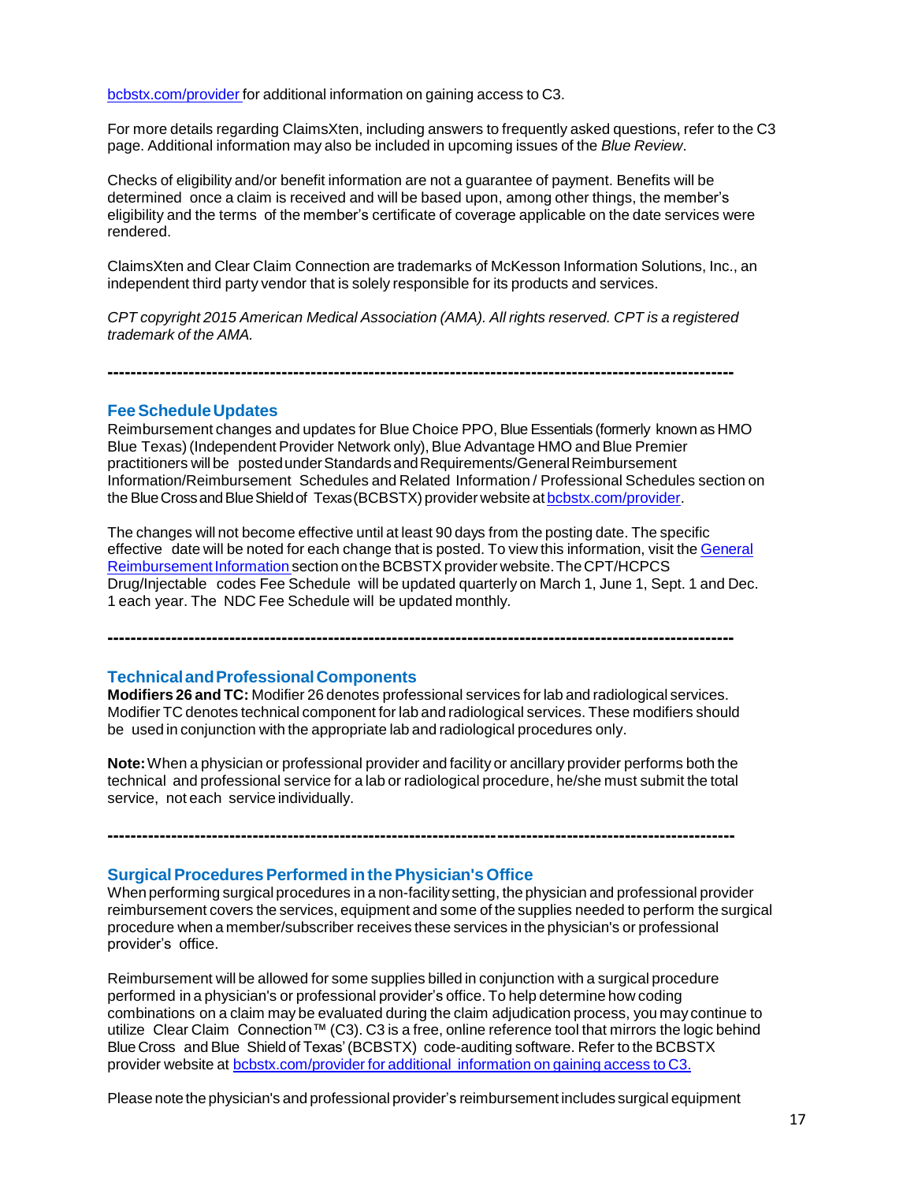bcbstx.com/provider for additional information on gaining access to C3.

For more details regarding ClaimsXten, including answers to frequently asked questions, refer to the C3 page. Additional information may also be included in upcoming issues of the *Blue Review*.

Checks of eligibility and/or benefit information are not a guarantee of payment. Benefits will be determined once a claim is received and will be based upon, among other things, the member's eligibility and the terms of the member's certificate of coverage applicable on the date services were rendered.

ClaimsXten and Clear Claim Connection are trademarks of McKesson Information Solutions, Inc., an independent third party vendor that is solely responsible for its products and services.

*CPT copyright 2015 American Medical Association (AMA). All rights reserved. CPT is a registered trademark of the AMA.*

---

## Fee Schedule Updates

Reimbursement changes and updates for Blue Choice PPO, Blue Essentials (formerly known as HMO Blue Texas) (Independent Provider Network only), Blue Advantage HMO and Blue Premier practitioners will be posted under Standards and Requirements/General Reimbursement Information/Reimbursement Schedules and Related Information / Professional Schedules section on the Blue Cross and Blue Shield of Texas (BCBSTX) provider website at bcbstx.com/provider.

The changes will not become effective until at least 90 days from the posting date. The specific effective date will be noted for each change that is posted. To view this information, visit the General Reimbursement Information section on the BCBSTX provider website. The CPT/HCPCS Drug/Injectable codes Fee Schedule will be updated quarterly on March 1, June 1, Sept. 1 and Dec. 1 each year. The NDC Fee Schedule will be updated monthly.

---

## Technical and Professional Components

**Modifiers 26 and TC:** Modifier 26 denotes professional services for lab and radiological services. Modifier TC denotes technical component for lab and radiological services. These modifiers should be used in conjunction with the appropriate lab and radiological procedures only.

**Note:** When a physician or professional provider and facility or ancillary provider performs both the technical and professional service for a lab or radiological procedure, he/she must submit the total service, not each service individually.

---

## Surgical Procedures Performed in the Physician's Office

When performing surgical procedures in a non-facility setting, the physician and professional provider reimbursement covers the services, equipment and some of the supplies needed to perform the surgical procedure when a member/subscriber receives these services in the physician's or professional provider's office.

Reimbursement will be allowed for some supplies billed in conjunction with a surgical procedure performed in a physician's or professional provider's office. To help determine how coding combinations on a claim may be evaluated during the claim adjudication process, you may continue to utilize Clear Claim Connection™ (C3). C3 is a free, online reference tool that mirrors the logic behind Blue Cross and Blue Shield of Texas' (BCBSTX) code-auditing software. Refer to the BCBSTX provider website at bcbstx.com/provider for additional information on gaining access to C3.

Please note the physician's and professional provider's reimbursement includes surgical equipment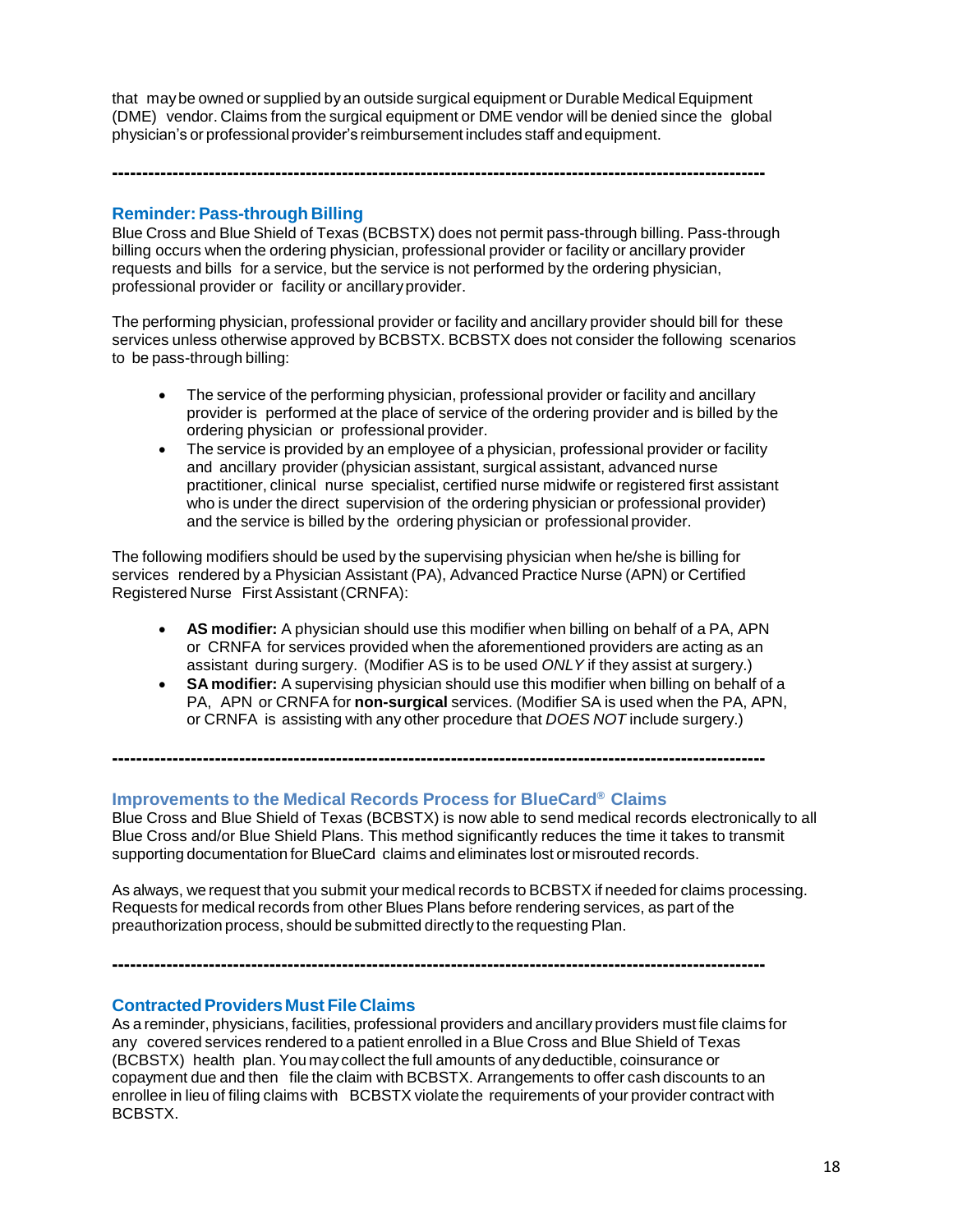that may be owned or supplied by an outside surgical equipment or Durable Medical Equipment (DME) vendor. Claims from the surgical equipment or DME vendor will be denied since the global physician's or professional provider's reimbursement includes staff and equipment.

---

## Reminder: Pass-through Billing

Blue Cross and Blue Shield of Texas (BCBSTX) does not permit pass-through billing. Pass-through billing occurs when the ordering physician, professional provider or facility or ancillary provider requests and bills for a service, but the service is not performed by the ordering physician, professional provider or facility or ancillary provider.

The performing physician, professional provider or facility and ancillary provider should bill for these services unless otherwise approved by BCBSTX. BCBSTX does not consider the following scenarios to be pass-through billing:

- The service of the performing physician, professional provider or facility and ancillary provider is performed at the place of service of the ordering provider and is billed by the ordering physician or professional provider.
- The service is provided by an employee of a physician, professional provider or facility and ancillary provider (physician assistant, surgical assistant, advanced nurse practitioner, clinical nurse specialist, certified nurse midwife or registered first assistant who is under the direct supervision of the ordering physician or professional provider) and the service is billed by the ordering physician or professional provider.

The following modifiers should be used by the supervising physician when he/she is billing for services rendered by a Physician Assistant (PA), Advanced Practice Nurse (APN) or Certified Registered Nurse First Assistant (CRNFA):

- **AS modifier:** A physician should use this modifier when billing on behalf of a PA, APN or CRNFA for services provided when the aforementioned providers are acting as an assistant during surgery. (Modifier AS is to be used *ONLY* if they assist at surgery.)
- **SA modifier:** A supervising physician should use this modifier when billing on behalf of a PA, APN or CRNFA for **non-surgical** services. (Modifier SA is used when the PA, APN, or CRNFA is assisting with any other procedure that *DOES NOT* include surgery.)

---

## Improvements to the Medical Records Process for BlueCard® Claims

Blue Cross and Blue Shield of Texas (BCBSTX) is now able to send medical records electronically to all Blue Cross and/or Blue Shield Plans. This method significantly reduces the time it takes to transmit supporting documentation for BlueCard claims and eliminates lost or misrouted records.

As always, we request that you submit your medical records to BCBSTX if needed for claims processing. Requests for medical records from other Blues Plans before rendering services, as part of the preauthorization process, should be submitted directly to the requesting Plan.

---

## Contracted Providers Must File Claims

As a reminder, physicians, facilities, professional providers and ancillary providers must file claims for any covered services rendered to a patient enrolled in a Blue Cross and Blue Shield of Texas (BCBSTX) health plan. You may collect the full amounts of any deductible, coinsurance or copayment due and then file the claim with BCBSTX. Arrangements to offer cash discounts to an enrollee in lieu of filing claims with BCBSTX violate the requirements of your provider contract with BCBSTX.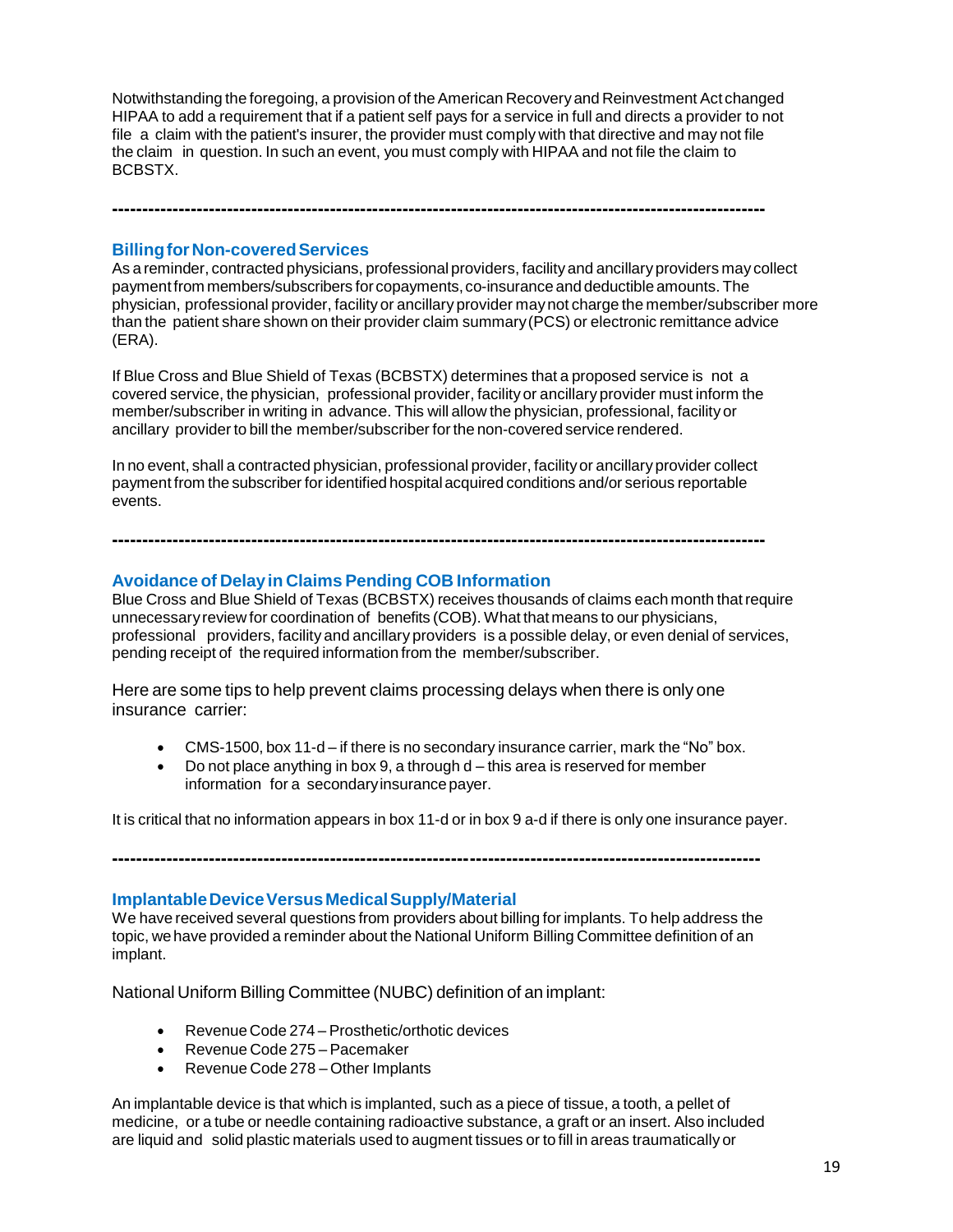Notwithstanding the foregoing, a provision of the American Recovery and Reinvestment Act changed HIPAA to add a requirement that if a patient self pays for a service in full and directs a provider to not file a claim with the patient's insurer, the provider must comply with that directive and may not file the claim in question. In such an event, you must comply with HIPAA and not file the claim to BCBSTX.

---

## Billing for Non-covered Services

As a reminder, contracted physicians, professional providers, facility and ancillary providers may collect payment from members/subscribers for copayments, co-insurance and deductible amounts. The physician, professional provider, facility or ancillary provider may not charge the member/subscriber more than the patient share shown on their provider claim summary (PCS) or electronic remittance advice (ERA).

If Blue Cross and Blue Shield of Texas (BCBSTX) determines that a proposed service is not a covered service, the physician, professional provider, facility or ancillary provider must inform the member/subscriber in writing in advance. This will allow the physician, professional, facility or ancillary provider to bill the member/subscriber for the non-covered service rendered.

In no event, shall a contracted physician, professional provider, facility or ancillary provider collect payment from the subscriber for identified hospital acquired conditions and/or serious reportable events.

---

## Avoidance of Delay in Claims Pending COB Information

Blue Cross and Blue Shield of Texas (BCBSTX) receives thousands of claims each month that require unnecessary review for coordination of benefits (COB). What that means to our physicians, professional providers, facility and ancillary providers is a possible delay, or even denial of services, pending receipt of the required information from the member/subscriber.

Here are some tips to help prevent claims processing delays when there is only one insurance carrier:

- CMS-1500, box 11-d – if there is no secondary insurance carrier, mark the "No" box.
- Do not place anything in box 9, a through d – this area is reserved for member information for a secondary insurance payer.

It is critical that no information appears in box 11-d or in box 9 a-d if there is only one insurance payer.

---

## Implantable Device Versus Medical Supply/Material

We have received several questions from providers about billing for implants. To help address the topic, we have provided a reminder about the National Uniform Billing Committee definition of an implant.

National Uniform Billing Committee (NUBC) definition of an implant:

- Revenue Code 274 – Prosthetic/orthotic devices
- Revenue Code 275 – Pacemaker
- Revenue Code 278 – Other Implants

An implantable device is that which is implanted, such as a piece of tissue, a tooth, a pellet of medicine, or a tube or needle containing radioactive substance, a graft or an insert. Also included are liquid and solid plastic materials used to augment tissues or to fill in areas traumatically or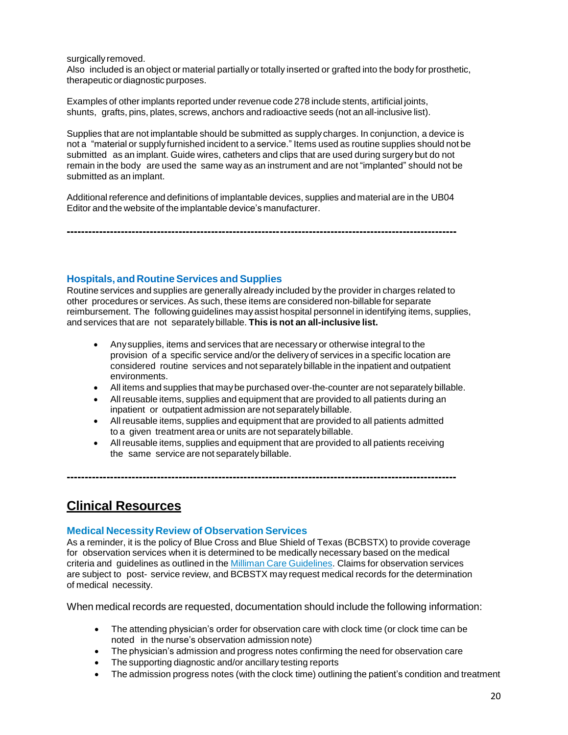surgically removed.
Also included is an object or material partially or totally inserted or grafted into the body for prosthetic, therapeutic or diagnostic purposes.

Examples of other implants reported under revenue code 278 include stents, artificial joints, shunts, grafts, pins, plates, screws, anchors and radioactive seeds (not an all-inclusive list).

Supplies that are not implantable should be submitted as supply charges. In conjunction, a device is not a "material or supply furnished incident to a service." Items used as routine supplies should not be submitted as an implant. Guide wires, catheters and clips that are used during surgery but do not remain in the body are used the same way as an instrument and are not "implanted" should not be submitted as an implant.

Additional reference and definitions of implantable devices, supplies and material are in the UB04 Editor and the website of the implantable device's manufacturer.

---

### Hospitals, and Routine Services and Supplies

Routine services and supplies are generally already included by the provider in charges related to other procedures or services. As such, these items are considered non-billable for separate reimbursement. The following guidelines may assist hospital personnel in identifying items, supplies, and services that are not separately billable. **This is not an all-inclusive list.**

- Any supplies, items and services that are necessary or otherwise integral to the provision of a specific service and/or the delivery of services in a specific location are considered routine services and not separately billable in the inpatient and outpatient environments.
- All items and supplies that may be purchased over-the-counter are not separately billable.
- All reusable items, supplies and equipment that are provided to all patients during an inpatient or outpatient admission are not separately billable.
- All reusable items, supplies and equipment that are provided to all patients admitted to a given treatment area or units are not separately billable.
- All reusable items, supplies and equipment that are provided to all patients receiving the same service are not separately billable.

---

## Clinical Resources

### Medical Necessity Review of Observation Services

As a reminder, it is the policy of Blue Cross and Blue Shield of Texas (BCBSTX) to provide coverage for observation services when it is determined to be medically necessary based on the medical criteria and guidelines as outlined in the Milliman Care Guidelines. Claims for observation services are subject to post- service review, and BCBSTX may request medical records for the determination of medical necessity.

When medical records are requested, documentation should include the following information:

- The attending physician's order for observation care with clock time (or clock time can be noted in the nurse's observation admission note)
- The physician's admission and progress notes confirming the need for observation care
- The supporting diagnostic and/or ancillary testing reports
- The admission progress notes (with the clock time) outlining the patient's condition and treatment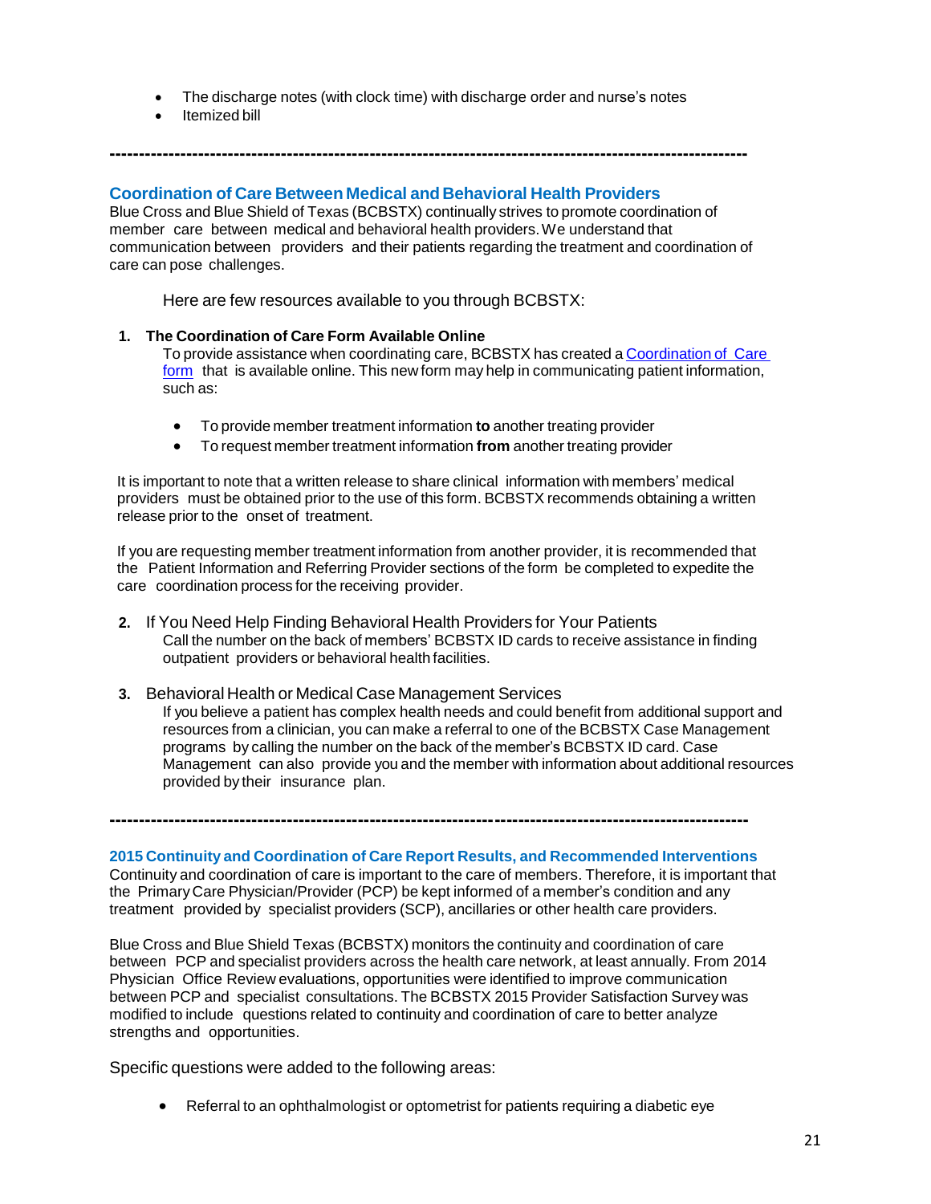- The discharge notes (with clock time) with discharge order and nurse's notes
- Itemized bill

---

## Coordination of Care Between Medical and Behavioral Health Providers

Blue Cross and Blue Shield of Texas (BCBSTX) continually strives to promote coordination of member care between medical and behavioral health providers. We understand that communication between providers and their patients regarding the treatment and coordination of care can pose challenges.

Here are few resources available to you through BCBSTX:

1. **The Coordination of Care Form Available Online**
   To provide assistance when coordinating care, BCBSTX has created a Coordination of Care form that is available online. This new form may help in communicating patient information, such as:

   - To provide member treatment information **to** another treating provider
   - To request member treatment information **from** another treating provider

It is important to note that a written release to share clinical information with members' medical providers must be obtained prior to the use of this form. BCBSTX recommends obtaining a written release prior to the onset of treatment.

If you are requesting member treatment information from another provider, it is recommended that the Patient Information and Referring Provider sections of the form be completed to expedite the care coordination process for the receiving provider.

2. If You Need Help Finding Behavioral Health Providers for Your Patients
   Call the number on the back of members' BCBSTX ID cards to receive assistance in finding outpatient providers or behavioral health facilities.

3. Behavioral Health or Medical Case Management Services
   If you believe a patient has complex health needs and could benefit from additional support and resources from a clinician, you can make a referral to one of the BCBSTX Case Management programs by calling the number on the back of the member's BCBSTX ID card. Case Management can also provide you and the member with information about additional resources provided by their insurance plan.

---

## 2015 Continuity and Coordination of Care Report Results, and Recommended Interventions

Continuity and coordination of care is important to the care of members. Therefore, it is important that the Primary Care Physician/Provider (PCP) be kept informed of a member's condition and any treatment provided by specialist providers (SCP), ancillaries or other health care providers.

Blue Cross and Blue Shield Texas (BCBSTX) monitors the continuity and coordination of care between PCP and specialist providers across the health care network, at least annually. From 2014 Physician Office Review evaluations, opportunities were identified to improve communication between PCP and specialist consultations. The BCBSTX 2015 Provider Satisfaction Survey was modified to include questions related to continuity and coordination of care to better analyze strengths and opportunities.

Specific questions were added to the following areas:

- Referral to an ophthalmologist or optometrist for patients requiring a diabetic eye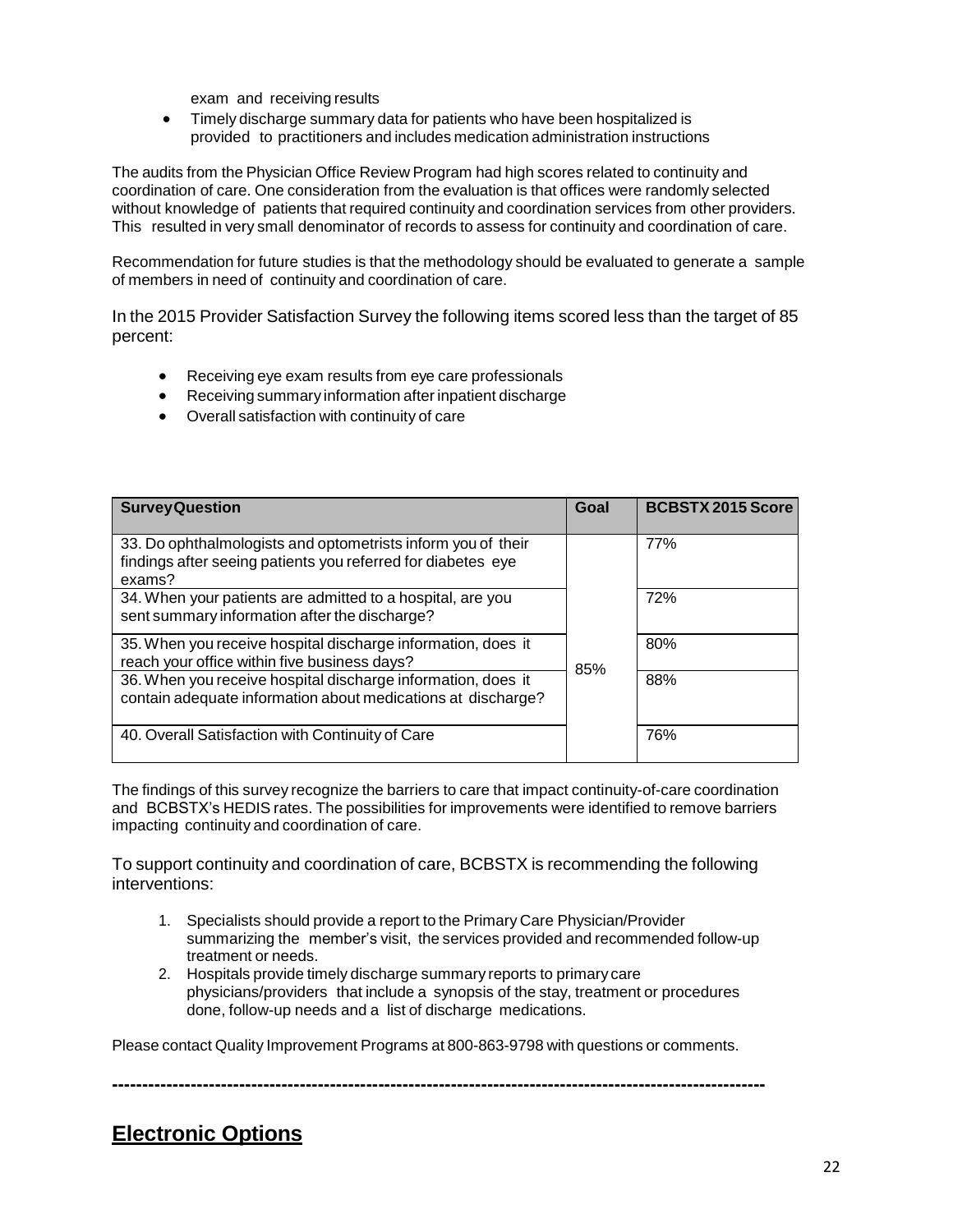exam and receiving results

- Timely discharge summary data for patients who have been hospitalized is provided to practitioners and includes medication administration instructions

The audits from the Physician Office Review Program had high scores related to continuity and coordination of care. One consideration from the evaluation is that offices were randomly selected without knowledge of patients that required continuity and coordination services from other providers. This resulted in very small denominator of records to assess for continuity and coordination of care.

Recommendation for future studies is that the methodology should be evaluated to generate a sample of members in need of continuity and coordination of care.

In the 2015 Provider Satisfaction Survey the following items scored less than the target of 85 percent:

- Receiving eye exam results from eye care professionals
- Receiving summary information after inpatient discharge
- Overall satisfaction with continuity of care

| Survey Question | Goal | BCBSTX 2015 Score |
|---|---|---|
| 33. Do ophthalmologists and optometrists inform you of their findings after seeing patients you referred for diabetes eye exams? | 85% | 77% |
| 34. When your patients are admitted to a hospital, are you sent summary information after the discharge? | | 72% |
| 35. When you receive hospital discharge information, does it reach your office within five business days? | | 80% |
| 36. When you receive hospital discharge information, does it contain adequate information about medications at discharge? | | 88% |
| 40. Overall Satisfaction with Continuity of Care | | 76% |

The findings of this survey recognize the barriers to care that impact continuity-of-care coordination and BCBSTX's HEDIS rates. The possibilities for improvements were identified to remove barriers impacting continuity and coordination of care.

To support continuity and coordination of care, BCBSTX is recommending the following interventions:

1. Specialists should provide a report to the Primary Care Physician/Provider summarizing the member's visit, the services provided and recommended follow-up treatment or needs.
2. Hospitals provide timely discharge summary reports to primary care physicians/providers that include a synopsis of the stay, treatment or procedures done, follow-up needs and a list of discharge medications.

Please contact Quality Improvement Programs at 800-863-9798 with questions or comments.

---

## Electronic Options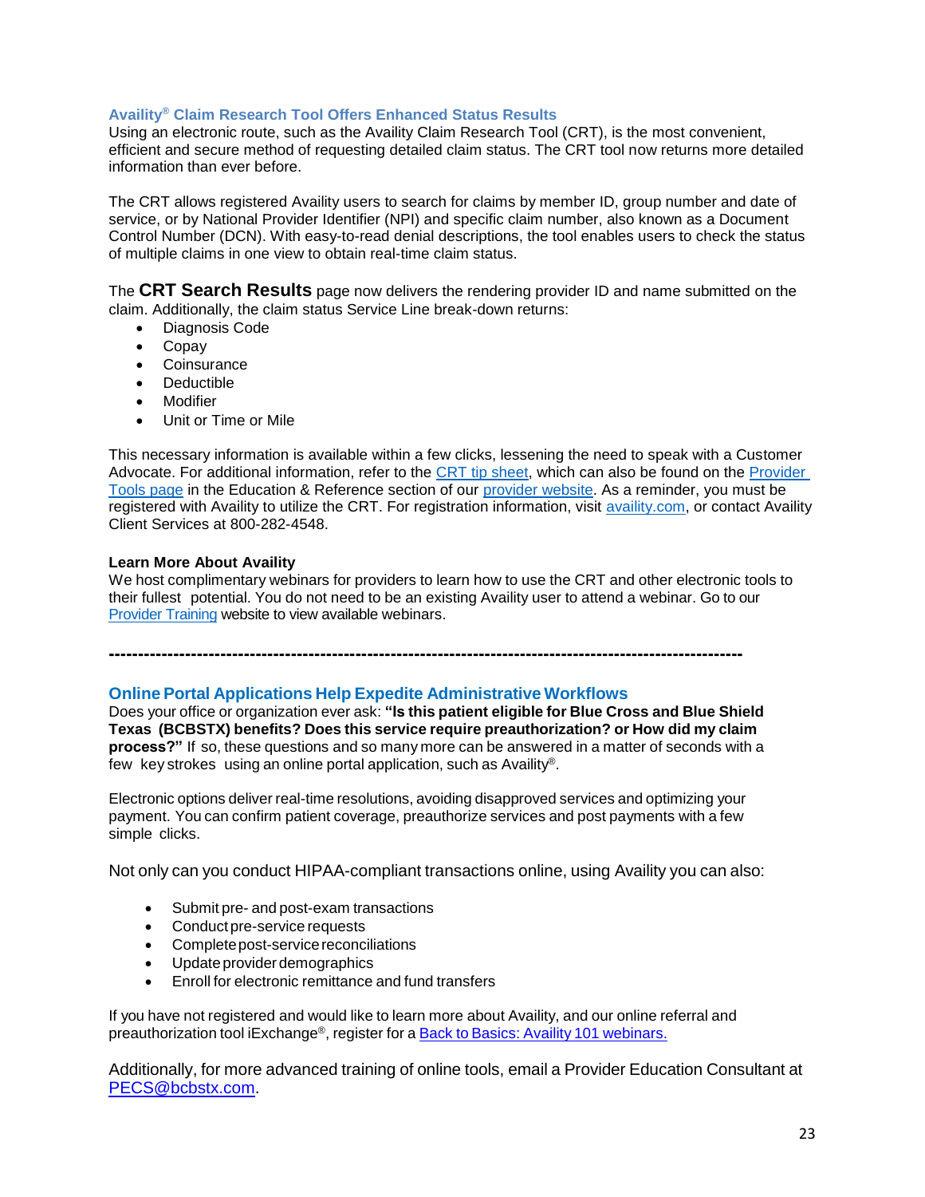## Availity® Claim Research Tool Offers Enhanced Status Results

Using an electronic route, such as the Availity Claim Research Tool (CRT), is the most convenient, efficient and secure method of requesting detailed claim status. The CRT tool now returns more detailed information than ever before.

The CRT allows registered Availity users to search for claims by member ID, group number and date of service, or by National Provider Identifier (NPI) and specific claim number, also known as a Document Control Number (DCN). With easy-to-read denial descriptions, the tool enables users to check the status of multiple claims in one view to obtain real-time claim status.

The **CRT Search Results** page now delivers the rendering provider ID and name submitted on the claim. Additionally, the claim status Service Line break-down returns:

- Diagnosis Code
- Copay
- Coinsurance
- Deductible
- Modifier
- Unit or Time or Mile

This necessary information is available within a few clicks, lessening the need to speak with a Customer Advocate. For additional information, refer to the CRT tip sheet, which can also be found on the Provider Tools page in the Education & Reference section of our provider website. As a reminder, you must be registered with Availity to utilize the CRT. For registration information, visit availity.com, or contact Availity Client Services at 800-282-4548.

**Learn More About Availity**

We host complimentary webinars for providers to learn how to use the CRT and other electronic tools to their fullest potential. You do not need to be an existing Availity user to attend a webinar. Go to our Provider Training website to view available webinars.

---

## Online Portal Applications Help Expedite Administrative Workflows

Does your office or organization ever ask: **"Is this patient eligible for Blue Cross and Blue Shield Texas (BCBSTX) benefits? Does this service require preauthorization? or How did my claim process?"** If so, these questions and so many more can be answered in a matter of seconds with a few key strokes using an online portal application, such as Availity®.

Electronic options deliver real-time resolutions, avoiding disapproved services and optimizing your payment. You can confirm patient coverage, preauthorize services and post payments with a few simple clicks.

Not only can you conduct HIPAA-compliant transactions online, using Availity you can also:

- Submit pre- and post-exam transactions
- Conduct pre-service requests
- Complete post-service reconciliations
- Update provider demographics
- Enroll for electronic remittance and fund transfers

If you have not registered and would like to learn more about Availity, and our online referral and preauthorization tool iExchange®, register for a Back to Basics: Availity 101 webinars.

Additionally, for more advanced training of online tools, email a Provider Education Consultant at PECS@bcbstx.com.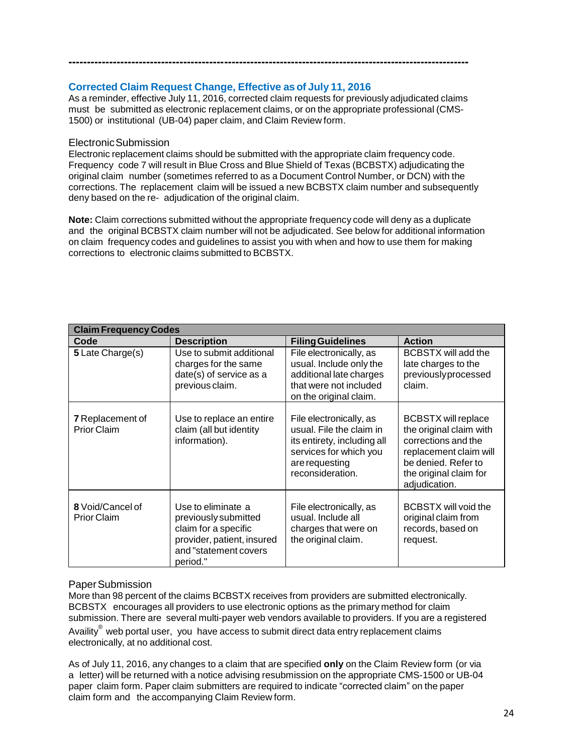---

## Corrected Claim Request Change, Effective as of July 11, 2016

As a reminder, effective July 11, 2016, corrected claim requests for previously adjudicated claims must be submitted as electronic replacement claims, or on the appropriate professional (CMS-1500) or institutional (UB-04) paper claim, and Claim Review form.

### Electronic Submission

Electronic replacement claims should be submitted with the appropriate claim frequency code. Frequency code 7 will result in Blue Cross and Blue Shield of Texas (BCBSTX) adjudicating the original claim number (sometimes referred to as a Document Control Number, or DCN) with the corrections. The replacement claim will be issued a new BCBSTX claim number and subsequently deny based on the re- adjudication of the original claim.

**Note:** Claim corrections submitted without the appropriate frequency code will deny as a duplicate and the original BCBSTX claim number will not be adjudicated. See below for additional information on claim frequency codes and guidelines to assist you with when and how to use them for making corrections to electronic claims submitted to BCBSTX.

| **Claim Frequency Codes** | | | |
|---|---|---|---|
| **Code** | **Description** | **Filing Guidelines** | **Action** |
| **5** Late Charge(s) | Use to submit additional charges for the same date(s) of service as a previous claim. | File electronically, as usual. Include only the additional late charges that were not included on the original claim. | BCBSTX will add the late charges to the previously processed claim. |
| **7** Replacement of Prior Claim | Use to replace an entire claim (all but identity information). | File electronically, as usual. File the claim in its entirety, including all services for which you are requesting reconsideration. | BCBSTX will replace the original claim with corrections and the replacement claim will be denied. Refer to the original claim for adjudication. |
| **8** Void/Cancel of Prior Claim | Use to eliminate a previously submitted claim for a specific provider, patient, insured and "statement covers period." | File electronically, as usual. Include all charges that were on the original claim. | BCBSTX will void the original claim from records, based on request. |

### Paper Submission

More than 98 percent of the claims BCBSTX receives from providers are submitted electronically. BCBSTX encourages all providers to use electronic options as the primary method for claim submission. There are several multi-payer web vendors available to providers. If you are a registered Availity® web portal user, you have access to submit direct data entry replacement claims electronically, at no additional cost.

As of July 11, 2016, any changes to a claim that are specified **only** on the Claim Review form (or via a letter) will be returned with a notice advising resubmission on the appropriate CMS-1500 or UB-04 paper claim form. Paper claim submitters are required to indicate "corrected claim" on the paper claim form and the accompanying Claim Review form.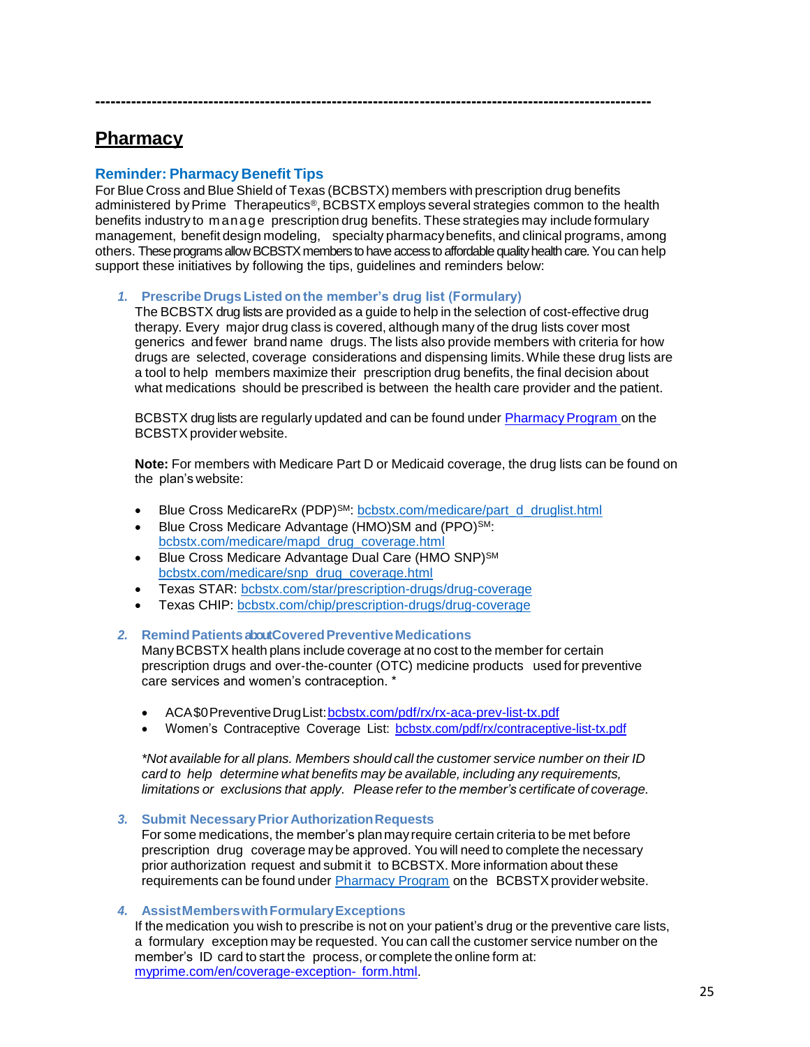---

## Pharmacy

### Reminder: Pharmacy Benefit Tips

For Blue Cross and Blue Shield of Texas (BCBSTX) members with prescription drug benefits administered by Prime Therapeutics®, BCBSTX employs several strategies common to the health benefits industry to manage prescription drug benefits. These strategies may include formulary management, benefit design modeling, specialty pharmacy benefits, and clinical programs, among others. These programs allow BCBSTX members to have access to affordable quality health care. You can help support these initiatives by following the tips, guidelines and reminders below:

1. **Prescribe Drugs Listed on the member's drug list (Formulary)**

   The BCBSTX drug lists are provided as a guide to help in the selection of cost-effective drug therapy. Every major drug class is covered, although many of the drug lists cover most generics and fewer brand name drugs. The lists also provide members with criteria for how drugs are selected, coverage considerations and dispensing limits. While these drug lists are a tool to help members maximize their prescription drug benefits, the final decision about what medications should be prescribed is between the health care provider and the patient.

   BCBSTX drug lists are regularly updated and can be found under Pharmacy Program on the BCBSTX provider website.

   **Note:** For members with Medicare Part D or Medicaid coverage, the drug lists can be found on the plan's website:

   - Blue Cross MedicareRx (PDP)SM: bcbstx.com/medicare/part_d_druglist.html
   - Blue Cross Medicare Advantage (HMO)SM and (PPO)SM: bcbstx.com/medicare/mapd_drug_coverage.html
   - Blue Cross Medicare Advantage Dual Care (HMO SNP)SM bcbstx.com/medicare/snp_drug_coverage.html
   - Texas STAR: bcbstx.com/star/prescription-drugs/drug-coverage
   - Texas CHIP: bcbstx.com/chip/prescription-drugs/drug-coverage

2. **Remind Patients about Covered Preventive Medications**

   Many BCBSTX health plans include coverage at no cost to the member for certain prescription drugs and over-the-counter (OTC) medicine products used for preventive care services and women's contraception. *

   - ACA $0 Preventive Drug List: bcbstx.com/pdf/rx/rx-aca-prev-list-tx.pdf
   - Women's Contraceptive Coverage List: bcbstx.com/pdf/rx/contraceptive-list-tx.pdf

   *\*Not available for all plans. Members should call the customer service number on their ID card to help determine what benefits may be available, including any requirements, limitations or exclusions that apply. Please refer to the member's certificate of coverage.*

3. **Submit Necessary Prior Authorization Requests**

   For some medications, the member's plan may require certain criteria to be met before prescription drug coverage may be approved. You will need to complete the necessary prior authorization request and submit it to BCBSTX. More information about these requirements can be found under Pharmacy Program on the BCBSTX provider website.

4. **Assist Members with Formulary Exceptions**

   If the medication you wish to prescribe is not on your patient's drug or the preventive care lists, a formulary exception may be requested. You can call the customer service number on the member's ID card to start the process, or complete the online form at: myprime.com/en/coverage-exception- form.html.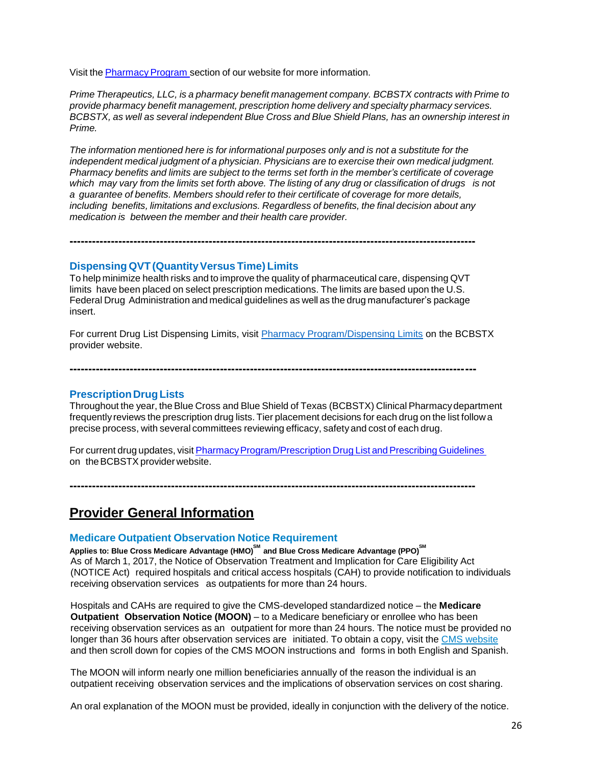Visit the [Pharmacy Program](#) section of our website for more information.

*Prime Therapeutics, LLC, is a pharmacy benefit management company. BCBSTX contracts with Prime to provide pharmacy benefit management, prescription home delivery and specialty pharmacy services. BCBSTX, as well as several independent Blue Cross and Blue Shield Plans, has an ownership interest in Prime.*

*The information mentioned here is for informational purposes only and is not a substitute for the independent medical judgment of a physician. Physicians are to exercise their own medical judgment. Pharmacy benefits and limits are subject to the terms set forth in the member's certificate of coverage which may vary from the limits set forth above. The listing of any drug or classification of drugs is not a guarantee of benefits. Members should refer to their certificate of coverage for more details, including benefits, limitations and exclusions. Regardless of benefits, the final decision about any medication is between the member and their health care provider.*

---

### Dispensing QVT (Quantity Versus Time) Limits

To help minimize health risks and to improve the quality of pharmaceutical care, dispensing QVT limits have been placed on select prescription medications. The limits are based upon the U.S. Federal Drug Administration and medical guidelines as well as the drug manufacturer's package insert.

For current Drug List Dispensing Limits, visit [Pharmacy Program/Dispensing Limits](#) on the BCBSTX provider website.

---

### Prescription Drug Lists

Throughout the year, the Blue Cross and Blue Shield of Texas (BCBSTX) Clinical Pharmacy department frequently reviews the prescription drug lists. Tier placement decisions for each drug on the list follow a precise process, with several committees reviewing efficacy, safety and cost of each drug.

For current drug updates, visit [Pharmacy Program/Prescription Drug List and Prescribing Guidelines](#) on the BCBSTX provider website.

---

## Provider General Information

### Medicare Outpatient Observation Notice Requirement

**Applies to: Blue Cross Medicare Advantage (HMO)℠ and Blue Cross Medicare Advantage (PPO)℠**

As of March 1, 2017, the Notice of Observation Treatment and Implication for Care Eligibility Act (NOTICE Act) required hospitals and critical access hospitals (CAH) to provide notification to individuals receiving observation services as outpatients for more than 24 hours.

Hospitals and CAHs are required to give the CMS-developed standardized notice – the **Medicare Outpatient Observation Notice (MOON)** – to a Medicare beneficiary or enrollee who has been receiving observation services as an outpatient for more than 24 hours. The notice must be provided no longer than 36 hours after observation services are initiated. To obtain a copy, visit the [CMS website](#) and then scroll down for copies of the CMS MOON instructions and forms in both English and Spanish.

The MOON will inform nearly one million beneficiaries annually of the reason the individual is an outpatient receiving observation services and the implications of observation services on cost sharing.

An oral explanation of the MOON must be provided, ideally in conjunction with the delivery of the notice.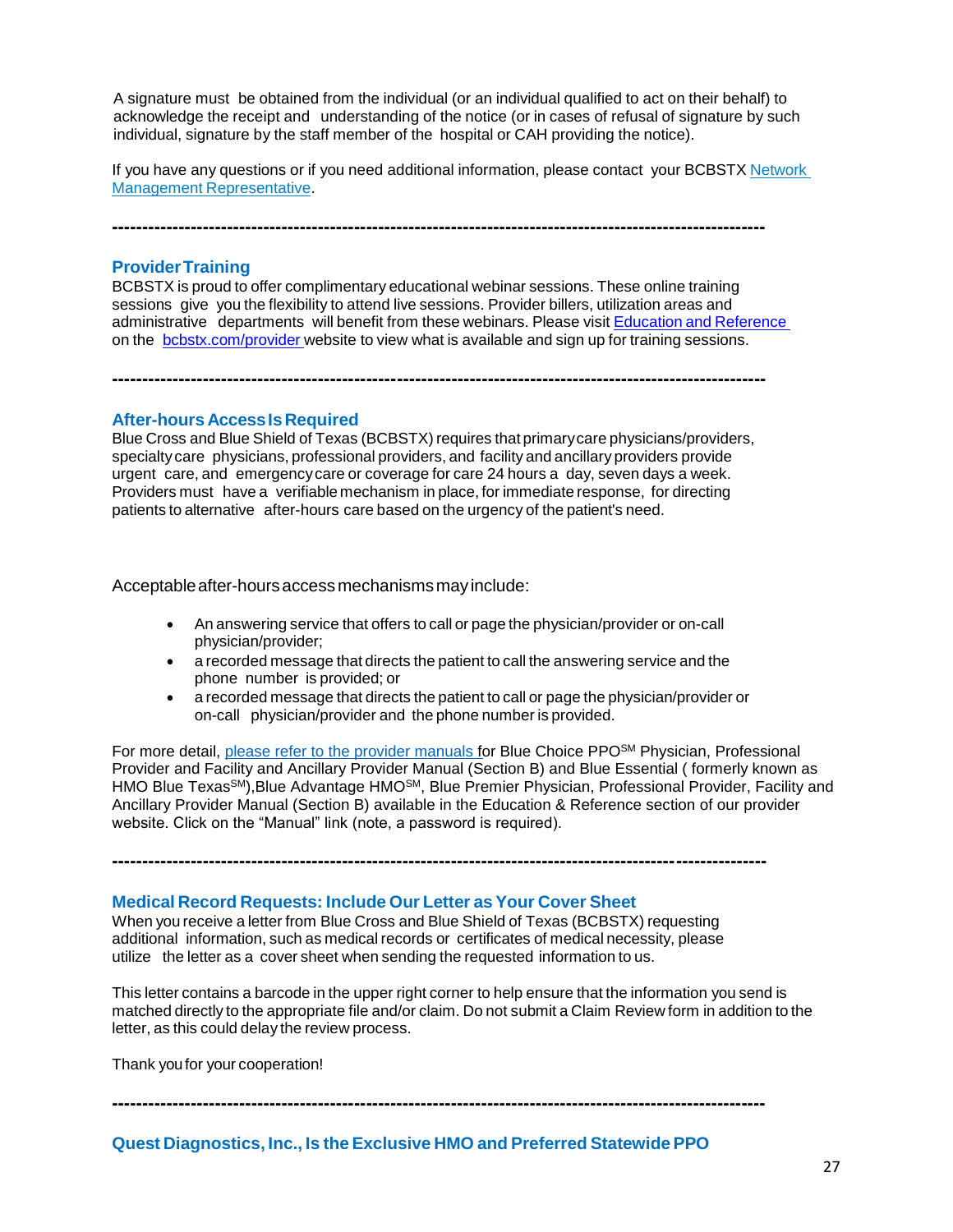A signature must be obtained from the individual (or an individual qualified to act on their behalf) to acknowledge the receipt and understanding of the notice (or in cases of refusal of signature by such individual, signature by the staff member of the hospital or CAH providing the notice).

If you have any questions or if you need additional information, please contact your BCBSTX Network Management Representative.

---

## Provider Training

BCBSTX is proud to offer complimentary educational webinar sessions. These online training sessions give you the flexibility to attend live sessions. Provider billers, utilization areas and administrative departments will benefit from these webinars. Please visit Education and Reference on the bcbstx.com/provider website to view what is available and sign up for training sessions.

---

## After-hours Access Is Required

Blue Cross and Blue Shield of Texas (BCBSTX) requires that primary care physicians/providers, specialty care physicians, professional providers, and facility and ancillary providers provide urgent care, and emergency care or coverage for care 24 hours a day, seven days a week. Providers must have a verifiable mechanism in place, for immediate response, for directing patients to alternative after-hours care based on the urgency of the patient's need.

Acceptable after-hours access mechanisms may include:

- An answering service that offers to call or page the physician/provider or on-call physician/provider;
- a recorded message that directs the patient to call the answering service and the phone number is provided; or
- a recorded message that directs the patient to call or page the physician/provider or on-call physician/provider and the phone number is provided.

For more detail, please refer to the provider manuals for Blue Choice PPO℠ Physician, Professional Provider and Facility and Ancillary Provider Manual (Section B) and Blue Essential ( formerly known as HMO Blue Texas℠),Blue Advantage HMO℠, Blue Premier Physician, Professional Provider, Facility and Ancillary Provider Manual (Section B) available in the Education & Reference section of our provider website. Click on the "Manual" link (note, a password is required).

---

## Medical Record Requests: Include Our Letter as Your Cover Sheet

When you receive a letter from Blue Cross and Blue Shield of Texas (BCBSTX) requesting additional information, such as medical records or certificates of medical necessity, please utilize the letter as a cover sheet when sending the requested information to us.

This letter contains a barcode in the upper right corner to help ensure that the information you send is matched directly to the appropriate file and/or claim. Do not submit a Claim Review form in addition to the letter, as this could delay the review process.

Thank you for your cooperation!

---

## Quest Diagnostics, Inc., Is the Exclusive HMO and Preferred Statewide PPO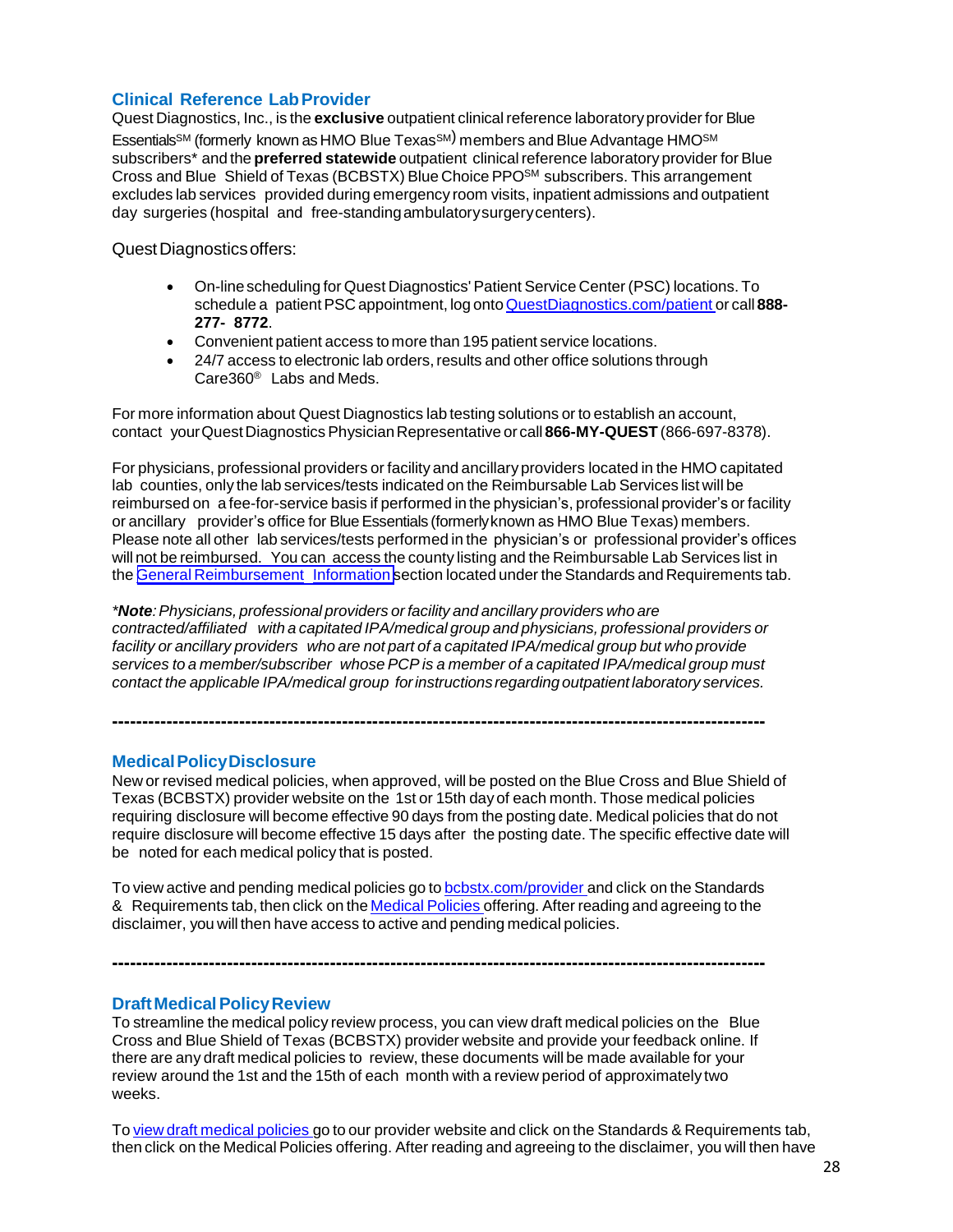## Clinical Reference Lab Provider

Quest Diagnostics, Inc., is the **exclusive** outpatient clinical reference laboratory provider for Blue Essentials℠ (formerly known as HMO Blue Texas℠) members and Blue Advantage HMO℠ subscribers* and the **preferred statewide** outpatient clinical reference laboratory provider for Blue Cross and Blue Shield of Texas (BCBSTX) Blue Choice PPO℠ subscribers. This arrangement excludes lab services provided during emergency room visits, inpatient admissions and outpatient day surgeries (hospital and free-standing ambulatory surgery centers).

Quest Diagnostics offers:

- On-line scheduling for Quest Diagnostics' Patient Service Center (PSC) locations. To schedule a patient PSC appointment, log onto QuestDiagnostics.com/patient or call **888-277- 8772**.
- Convenient patient access to more than 195 patient service locations.
- 24/7 access to electronic lab orders, results and other office solutions through Care360® Labs and Meds.

For more information about Quest Diagnostics lab testing solutions or to establish an account, contact your Quest Diagnostics Physician Representative or call **866-MY-QUEST** (866-697-8378).

For physicians, professional providers or facility and ancillary providers located in the HMO capitated lab counties, only the lab services/tests indicated on the Reimbursable Lab Services list will be reimbursed on a fee-for-service basis if performed in the physician's, professional provider's or facility or ancillary provider's office for Blue Essentials (formerly known as HMO Blue Texas) members. Please note all other lab services/tests performed in the physician's or professional provider's offices will not be reimbursed. You can access the county listing and the Reimbursable Lab Services list in the General Reimbursement Information section located under the Standards and Requirements tab.

*\*Note: Physicians, professional providers or facility and ancillary providers who are contracted/affiliated with a capitated IPA/medical group and physicians, professional providers or facility or ancillary providers who are not part of a capitated IPA/medical group but who provide services to a member/subscriber whose PCP is a member of a capitated IPA/medical group must contact the applicable IPA/medical group for instructions regarding outpatient laboratory services.*

---

## Medical Policy Disclosure

New or revised medical policies, when approved, will be posted on the Blue Cross and Blue Shield of Texas (BCBSTX) provider website on the 1st or 15th day of each month. Those medical policies requiring disclosure will become effective 90 days from the posting date. Medical policies that do not require disclosure will become effective 15 days after the posting date. The specific effective date will be noted for each medical policy that is posted.

To view active and pending medical policies go to bcbstx.com/provider and click on the Standards & Requirements tab, then click on the Medical Policies offering. After reading and agreeing to the disclaimer, you will then have access to active and pending medical policies.

---

## Draft Medical Policy Review

To streamline the medical policy review process, you can view draft medical policies on the Blue Cross and Blue Shield of Texas (BCBSTX) provider website and provide your feedback online. If there are any draft medical policies to review, these documents will be made available for your review around the 1st and the 15th of each month with a review period of approximately two weeks.

To view draft medical policies go to our provider website and click on the Standards & Requirements tab, then click on the Medical Policies offering. After reading and agreeing to the disclaimer, you will then have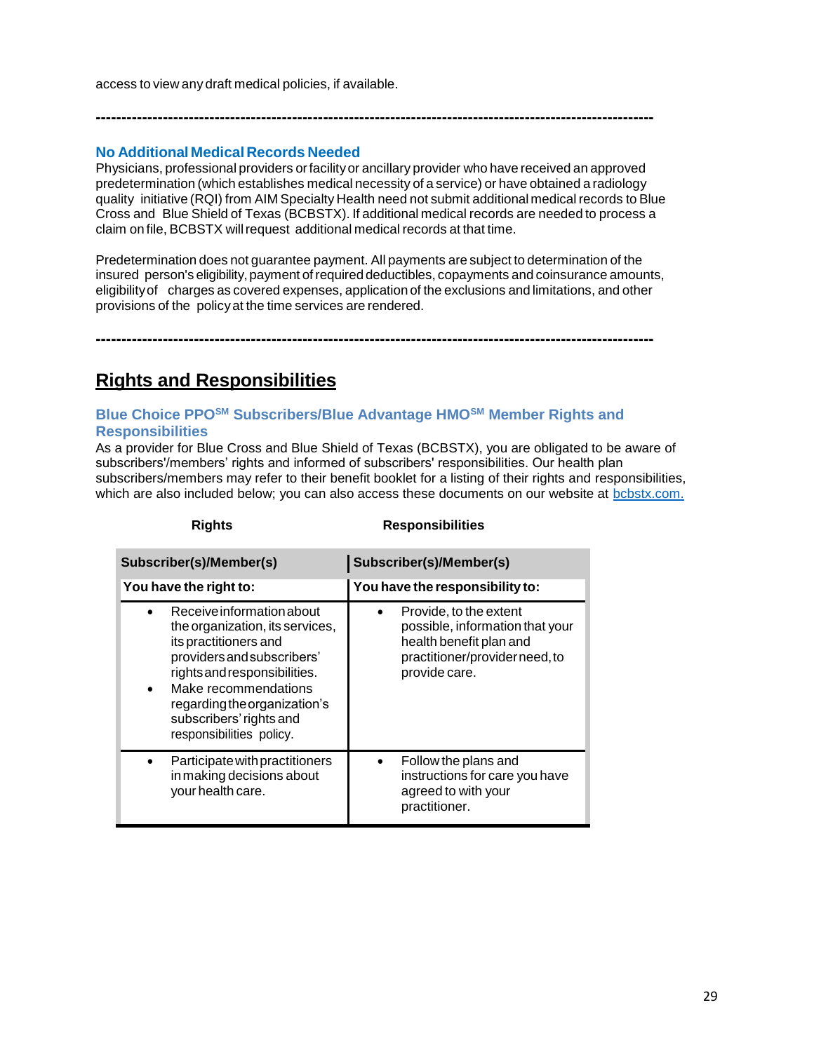access to view any draft medical policies, if available.

---

### No Additional Medical Records Needed

Physicians, professional providers or facility or ancillary provider who have received an approved predetermination (which establishes medical necessity of a service) or have obtained a radiology quality initiative (RQI) from AIM Specialty Health need not submit additional medical records to Blue Cross and Blue Shield of Texas (BCBSTX). If additional medical records are needed to process a claim on file, BCBSTX will request additional medical records at that time.

Predetermination does not guarantee payment. All payments are subject to determination of the insured person's eligibility, payment of required deductibles, copayments and coinsurance amounts, eligibility of charges as covered expenses, application of the exclusions and limitations, and other provisions of the policy at the time services are rendered.

---

## Rights and Responsibilities

### Blue Choice PPO℠ Subscribers/Blue Advantage HMO℠ Member Rights and Responsibilities

As a provider for Blue Cross and Blue Shield of Texas (BCBSTX), you are obligated to be aware of subscribers'/members' rights and informed of subscribers' responsibilities. Our health plan subscribers/members may refer to their benefit booklet for a listing of their rights and responsibilities, which are also included below; you can also access these documents on our website at bcbstx.com.

| Rights | Responsibilities |
|---|---|
| **Subscriber(s)/Member(s)** | **Subscriber(s)/Member(s)** |
| **You have the right to:** | **You have the responsibility to:** |
| • Receive information about the organization, its services, its practitioners and providers and subscribers' rights and responsibilities.<br>• Make recommendations regarding the organization's subscribers' rights and responsibilities policy. | • Provide, to the extent possible, information that your health benefit plan and practitioner/provider need, to provide care. |
| • Participate with practitioners in making decisions about your health care. | • Follow the plans and instructions for care you have agreed to with your practitioner. |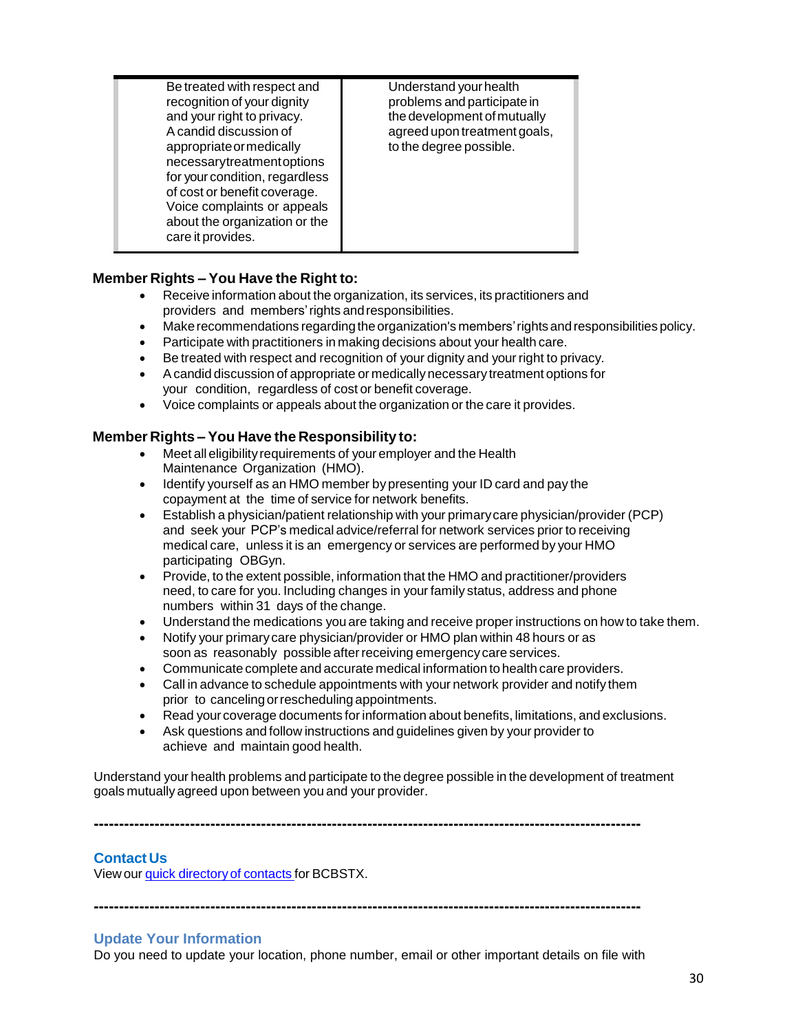| Be treated with respect and recognition of your dignity and your right to privacy. A candid discussion of appropriate or medically necessary treatment options for your condition, regardless of cost or benefit coverage. Voice complaints or appeals about the organization or the care it provides. | Understand your health problems and participate in the development of mutually agreed upon treatment goals, to the degree possible. |
|---|---|

**Member Rights – You Have the Right to:**

- Receive information about the organization, its services, its practitioners and providers and members' rights and responsibilities.
- Make recommendations regarding the organization's members' rights and responsibilities policy.
- Participate with practitioners in making decisions about your health care.
- Be treated with respect and recognition of your dignity and your right to privacy.
- A candid discussion of appropriate or medically necessary treatment options for your condition, regardless of cost or benefit coverage.
- Voice complaints or appeals about the organization or the care it provides.

**Member Rights – You Have the Responsibility to:**

- Meet all eligibility requirements of your employer and the Health Maintenance Organization (HMO).
- Identify yourself as an HMO member by presenting your ID card and pay the copayment at the time of service for network benefits.
- Establish a physician/patient relationship with your primary care physician/provider (PCP) and seek your PCP's medical advice/referral for network services prior to receiving medical care, unless it is an emergency or services are performed by your HMO participating OBGyn.
- Provide, to the extent possible, information that the HMO and practitioner/providers need, to care for you. Including changes in your family status, address and phone numbers within 31 days of the change.
- Understand the medications you are taking and receive proper instructions on how to take them.
- Notify your primary care physician/provider or HMO plan within 48 hours or as soon as reasonably possible after receiving emergency care services.
- Communicate complete and accurate medical information to health care providers.
- Call in advance to schedule appointments with your network provider and notify them prior to canceling or rescheduling appointments.
- Read your coverage documents for information about benefits, limitations, and exclusions.
- Ask questions and follow instructions and guidelines given by your provider to achieve and maintain good health.

Understand your health problems and participate to the degree possible in the development of treatment goals mutually agreed upon between you and your provider.

---------------------------------------------------------------------------------------------------------

**Contact Us**

View our quick directory of contacts for BCBSTX.

---------------------------------------------------------------------------------------------------------

**Update Your Information**

Do you need to update your location, phone number, email or other important details on file with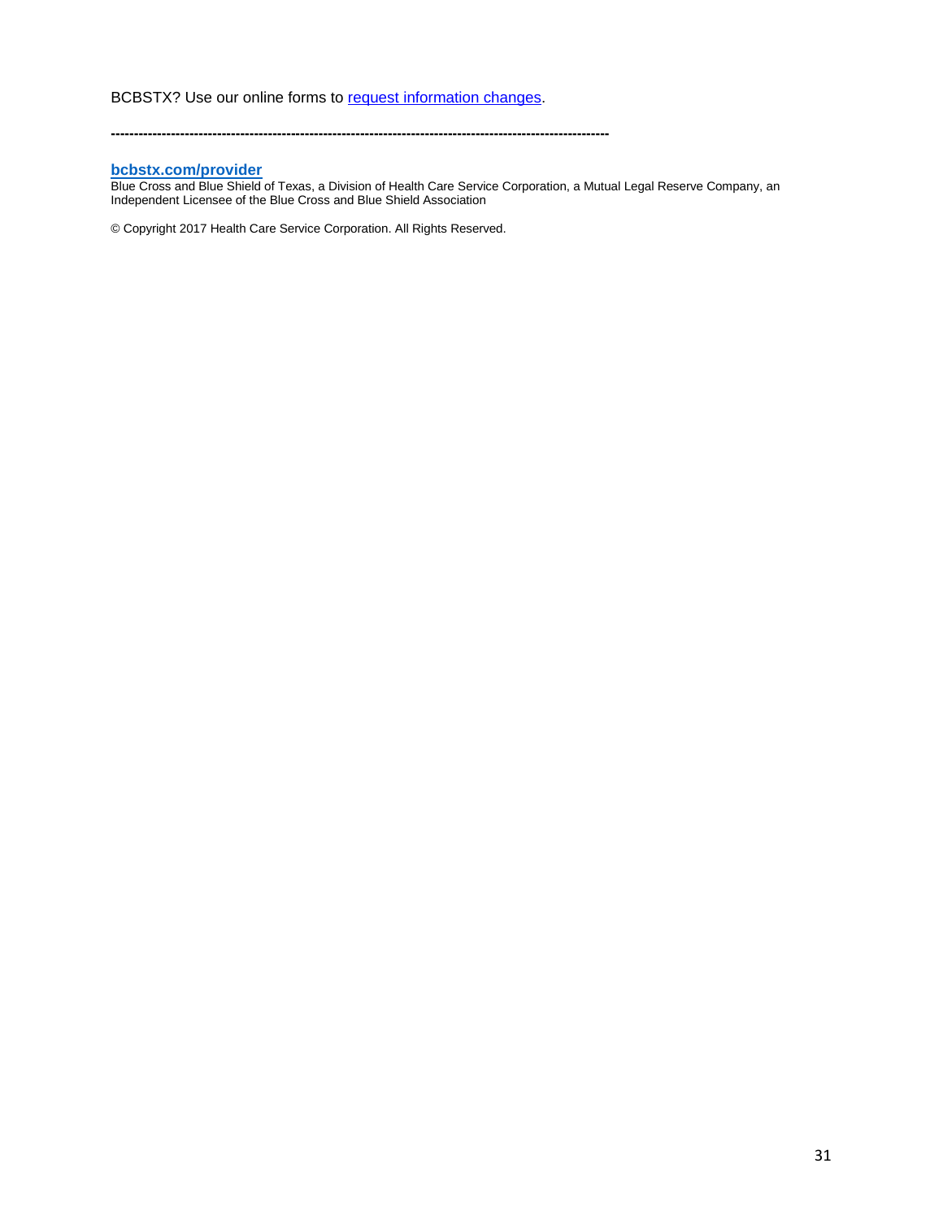BCBSTX? Use our online forms to [request information changes].

---

**[bcbstx.com/provider]**

Blue Cross and Blue Shield of Texas, a Division of Health Care Service Corporation, a Mutual Legal Reserve Company, an Independent Licensee of the Blue Cross and Blue Shield Association

© Copyright 2017 Health Care Service Corporation. All Rights Reserved.